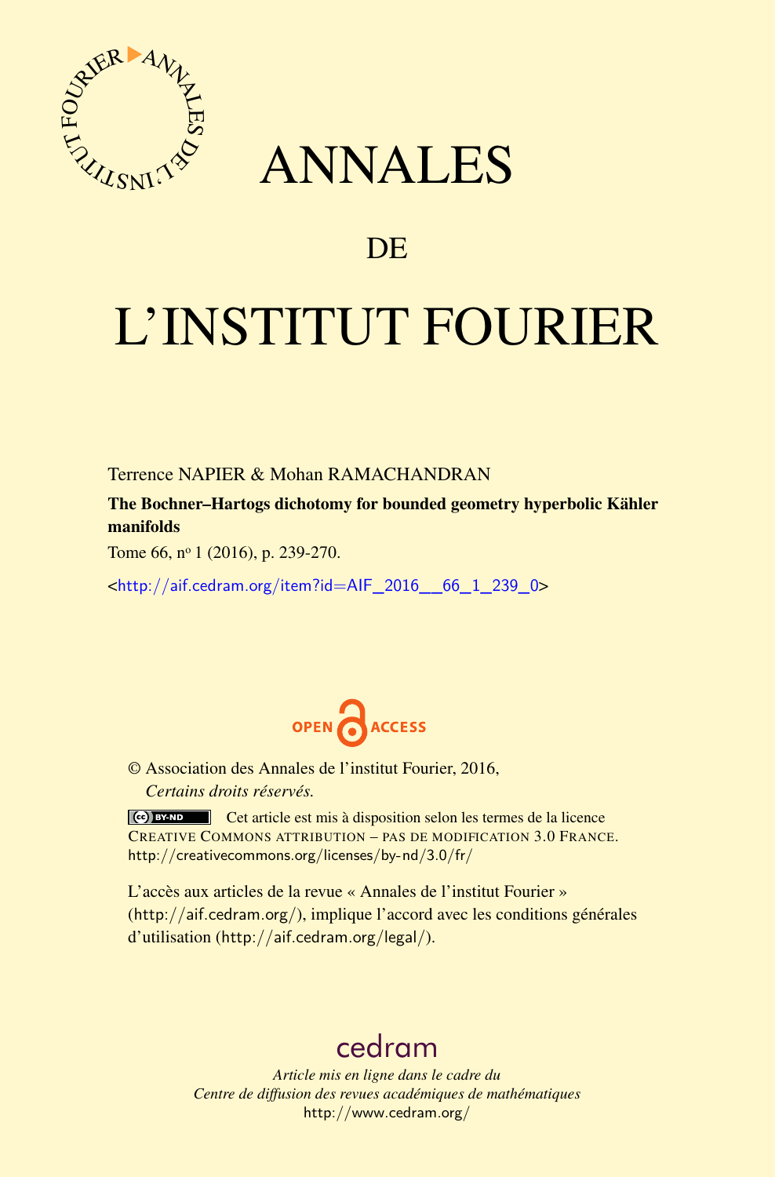# ANNALES

## DE

# L'INSTITUT FOURIER

Terrence NAPIER & Mohan RAMACHANDRAN

**The Bochner–Hartogs dichotomy for bounded geometry hyperbolic Kähler manifolds**

Tome 66, nº 1 (2016), p. 239-270.

<http://aif.cedram.org/item?id=AIF_2016__66_1_239_0>

© Association des Annales de l'institut Fourier, 2016,
*Certains droits réservés.*

Cet article est mis à disposition selon les termes de la licence CREATIVE COMMONS ATTRIBUTION – PAS DE MODIFICATION 3.0 FRANCE.
http://creativecommons.org/licenses/by-nd/3.0/fr/

L'accès aux articles de la revue « Annales de l'institut Fourier » (http://aif.cedram.org/), implique l'accord avec les conditions générales d'utilisation (http://aif.cedram.org/legal/).

cedram

*Article mis en ligne dans le cadre du*
*Centre de diffusion des revues académiques de mathématiques*
http://www.cedram.org/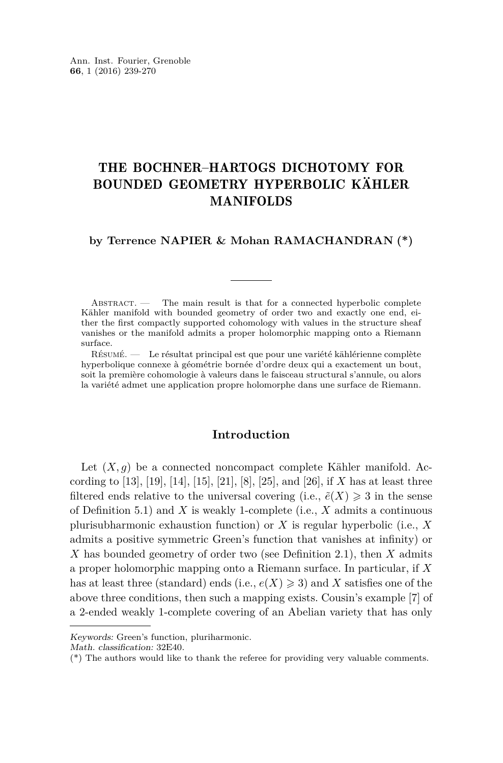# THE BOCHNER–HARTOGS DICHOTOMY FOR BOUNDED GEOMETRY HYPERBOLIC KÄHLER MANIFOLDS

**by Terrence NAPIER & Mohan RAMACHANDRAN (*)**

Abstract. — The main result is that for a connected hyperbolic complete Kähler manifold with bounded geometry of order two and exactly one end, either the first compactly supported cohomology with values in the structure sheaf vanishes or the manifold admits a proper holomorphic mapping onto a Riemann surface.

Résumé. — Le résultat principal est que pour une variété kählérienne complète hyperbolique connexe à géométrie bornée d'ordre deux qui a exactement un bout, soit la première cohomologie à valeurs dans le faisceau structural s'annule, ou alors la variété admet une application propre holomorphe dans une surface de Riemann.

## Introduction

Let $(X, g)$ be a connected noncompact complete Kähler manifold. According to [13], [19], [14], [15], [21], [8], [25], and [26], if $X$ has at least three filtered ends relative to the universal covering (i.e., $\tilde{e}(X) \geqslant 3$ in the sense of Definition 5.1) and $X$ is weakly 1-complete (i.e., $X$ admits a continuous plurisubharmonic exhaustion function) or $X$ is regular hyperbolic (i.e., $X$ admits a positive symmetric Green's function that vanishes at infinity) or $X$ has bounded geometry of order two (see Definition 2.1), then $X$ admits a proper holomorphic mapping onto a Riemann surface. In particular, if $X$ has at least three (standard) ends (i.e., $e(X) \geqslant 3$) and $X$ satisfies one of the above three conditions, then such a mapping exists. Cousin's example [7] of a 2-ended weakly 1-complete covering of an Abelian variety that has only

---

*Keywords:* Green's function, pluriharmonic.

*Math. classification:* 32E40.

(*) The authors would like to thank the referee for providing very valuable comments.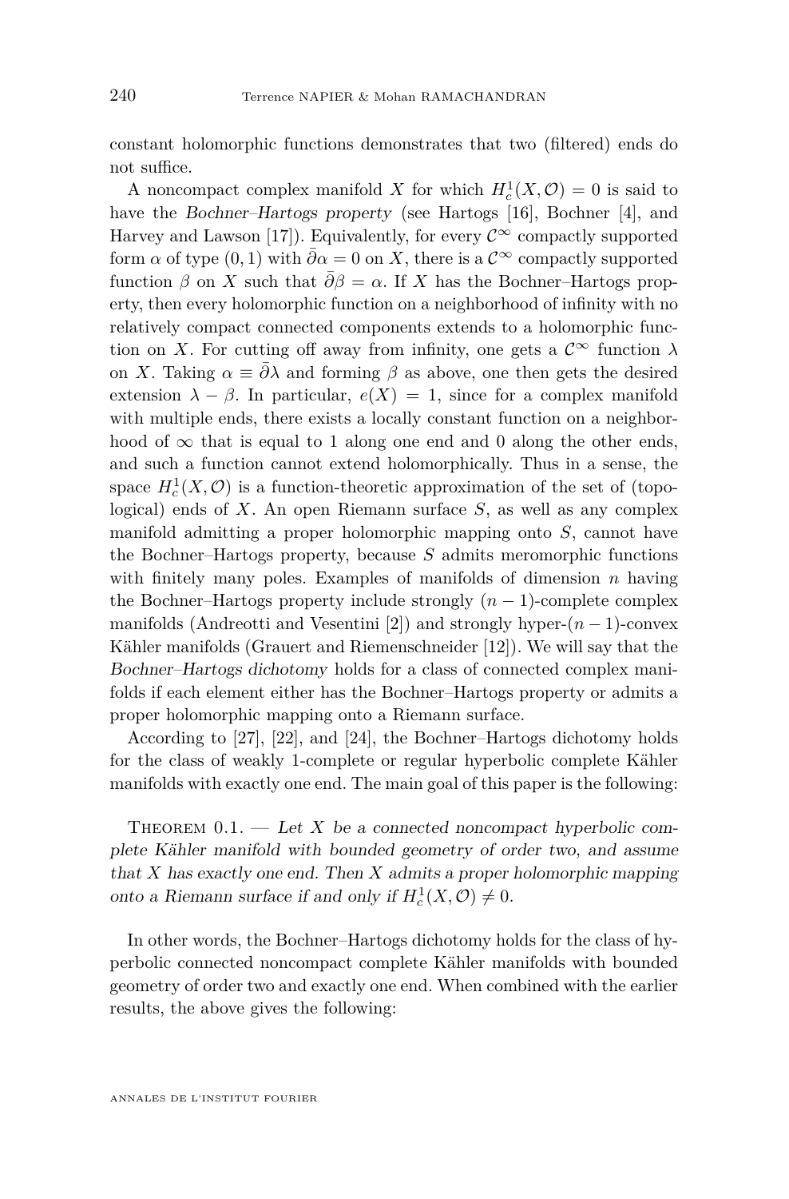constant holomorphic functions demonstrates that two (filtered) ends do not suffice.

A noncompact complex manifold $X$ for which $H^1_c(X, \mathcal{O}) = 0$ is said to have the *Bochner–Hartogs property* (see Hartogs [16], Bochner [4], and Harvey and Lawson [17]). Equivalently, for every $\mathcal{C}^\infty$ compactly supported form $\alpha$ of type $(0,1)$ with $\bar{\partial}\alpha = 0$ on $X$, there is a $\mathcal{C}^\infty$ compactly supported function $\beta$ on $X$ such that $\bar{\partial}\beta = \alpha$. If $X$ has the Bochner–Hartogs property, then every holomorphic function on a neighborhood of infinity with no relatively compact connected components extends to a holomorphic function on $X$. For cutting off away from infinity, one gets a $\mathcal{C}^\infty$ function $\lambda$ on $X$. Taking $\alpha \equiv \bar{\partial}\lambda$ and forming $\beta$ as above, one then gets the desired extension $\lambda - \beta$. In particular, $e(X) = 1$, since for a complex manifold with multiple ends, there exists a locally constant function on a neighborhood of $\infty$ that is equal to 1 along one end and 0 along the other ends, and such a function cannot extend holomorphically. Thus in a sense, the space $H^1_c(X, \mathcal{O})$ is a function-theoretic approximation of the set of (topological) ends of $X$. An open Riemann surface $S$, as well as any complex manifold admitting a proper holomorphic mapping onto $S$, cannot have the Bochner–Hartogs property, because $S$ admits meromorphic functions with finitely many poles. Examples of manifolds of dimension $n$ having the Bochner–Hartogs property include strongly $(n-1)$-complete complex manifolds (Andreotti and Vesentini [2]) and strongly hyper-$(n-1)$-convex Kähler manifolds (Grauert and Riemenschneider [12]). We will say that the *Bochner–Hartogs dichotomy* holds for a class of connected complex manifolds if each element either has the Bochner–Hartogs property or admits a proper holomorphic mapping onto a Riemann surface.

According to [27], [22], and [24], the Bochner–Hartogs dichotomy holds for the class of weakly 1-complete or regular hyperbolic complete Kähler manifolds with exactly one end. The main goal of this paper is the following:

Theorem 0.1. — *Let $X$ be a connected noncompact hyperbolic complete Kähler manifold with bounded geometry of order two, and assume that $X$ has exactly one end. Then $X$ admits a proper holomorphic mapping onto a Riemann surface if and only if $H^1_c(X, \mathcal{O}) \neq 0$.*

In other words, the Bochner–Hartogs dichotomy holds for the class of hyperbolic connected noncompact complete Kähler manifolds with bounded geometry of order two and exactly one end. When combined with the earlier results, the above gives the following: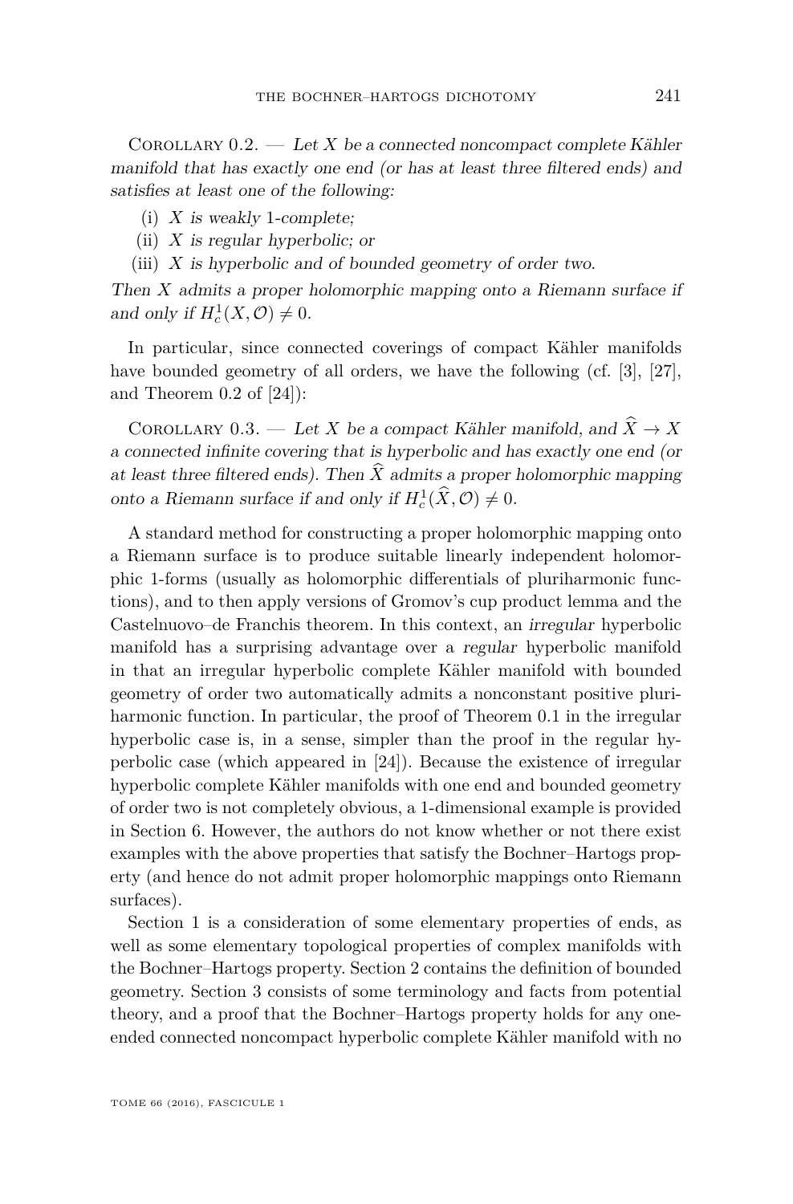Corollary 0.2. — *Let $X$ be a connected noncompact complete Kähler manifold that has exactly one end (or has at least three filtered ends) and satisfies at least one of the following:*

(i) *$X$ is weakly 1-complete;*

(ii) *$X$ is regular hyperbolic; or*

(iii) *$X$ is hyperbolic and of bounded geometry of order two.*

*Then $X$ admits a proper holomorphic mapping onto a Riemann surface if and only if $H^1_c(X, \mathcal{O}) \neq 0$.*

In particular, since connected coverings of compact Kähler manifolds have bounded geometry of all orders, we have the following (cf. [3], [27], and Theorem 0.2 of [24]):

Corollary 0.3. — *Let $X$ be a compact Kähler manifold, and $\widehat{X} \to X$ a connected infinite covering that is hyperbolic and has exactly one end (or at least three filtered ends). Then $\widehat{X}$ admits a proper holomorphic mapping onto a Riemann surface if and only if $H^1_c(\widehat{X}, \mathcal{O}) \neq 0$.*

A standard method for constructing a proper holomorphic mapping onto a Riemann surface is to produce suitable linearly independent holomorphic 1-forms (usually as holomorphic differentials of pluriharmonic functions), and to then apply versions of Gromov's cup product lemma and the Castelnuovo–de Franchis theorem. In this context, an *irregular* hyperbolic manifold has a surprising advantage over a *regular* hyperbolic manifold in that an irregular hyperbolic complete Kähler manifold with bounded geometry of order two automatically admits a nonconstant positive pluriharmonic function. In particular, the proof of Theorem 0.1 in the irregular hyperbolic case is, in a sense, simpler than the proof in the regular hyperbolic case (which appeared in [24]). Because the existence of irregular hyperbolic complete Kähler manifolds with one end and bounded geometry of order two is not completely obvious, a 1-dimensional example is provided in Section 6. However, the authors do not know whether or not there exist examples with the above properties that satisfy the Bochner–Hartogs property (and hence do not admit proper holomorphic mappings onto Riemann surfaces).

Section 1 is a consideration of some elementary properties of ends, as well as some elementary topological properties of complex manifolds with the Bochner–Hartogs property. Section 2 contains the definition of bounded geometry. Section 3 consists of some terminology and facts from potential theory, and a proof that the Bochner–Hartogs property holds for any one-ended connected noncompact hyperbolic complete Kähler manifold with no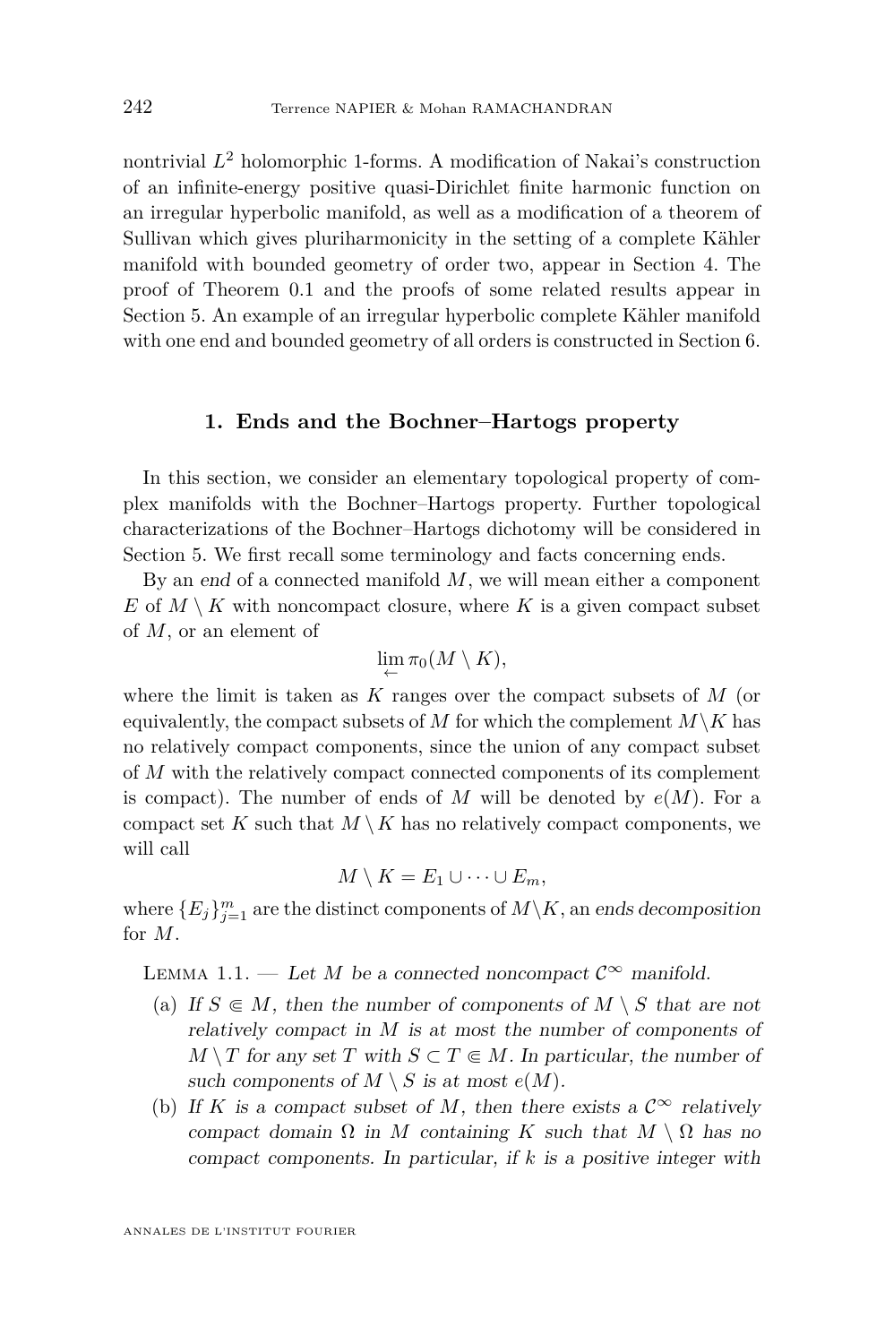nontrivial $L^2$ holomorphic 1-forms. A modification of Nakai's construction of an infinite-energy positive quasi-Dirichlet finite harmonic function on an irregular hyperbolic manifold, as well as a modification of a theorem of Sullivan which gives pluriharmonicity in the setting of a complete Kähler manifold with bounded geometry of order two, appear in Section 4. The proof of Theorem 0.1 and the proofs of some related results appear in Section 5. An example of an irregular hyperbolic complete Kähler manifold with one end and bounded geometry of all orders is constructed in Section 6.

## 1. Ends and the Bochner–Hartogs property

In this section, we consider an elementary topological property of complex manifolds with the Bochner–Hartogs property. Further topological characterizations of the Bochner–Hartogs dichotomy will be considered in Section 5. We first recall some terminology and facts concerning ends.

By an *end* of a connected manifold $M$, we will mean either a component $E$ of $M \setminus K$ with noncompact closure, where $K$ is a given compact subset of $M$, or an element of

$$\lim_{\leftarrow} \pi_0(M \setminus K),$$

where the limit is taken as $K$ ranges over the compact subsets of $M$ (or equivalently, the compact subsets of $M$ for which the complement $M \setminus K$ has no relatively compact components, since the union of any compact subset of $M$ with the relatively compact connected components of its complement is compact). The number of ends of $M$ will be denoted by $e(M)$. For a compact set $K$ such that $M \setminus K$ has no relatively compact components, we will call

$$M \setminus K = E_1 \cup \cdots \cup E_m,$$

where $\{E_j\}_{j=1}^m$ are the distinct components of $M \setminus K$, an *ends decomposition* for $M$.

Lemma 1.1. — *Let $M$ be a connected noncompact $\mathcal{C}^\infty$ manifold.*

(a) *If $S \Subset M$, then the number of components of $M \setminus S$ that are not relatively compact in $M$ is at most the number of components of $M \setminus T$ for any set $T$ with $S \subset T \Subset M$. In particular, the number of such components of $M \setminus S$ is at most $e(M)$.*

(b) *If $K$ is a compact subset of $M$, then there exists a $\mathcal{C}^\infty$ relatively compact domain $\Omega$ in $M$ containing $K$ such that $M \setminus \Omega$ has no compact components. In particular, if $k$ is a positive integer with*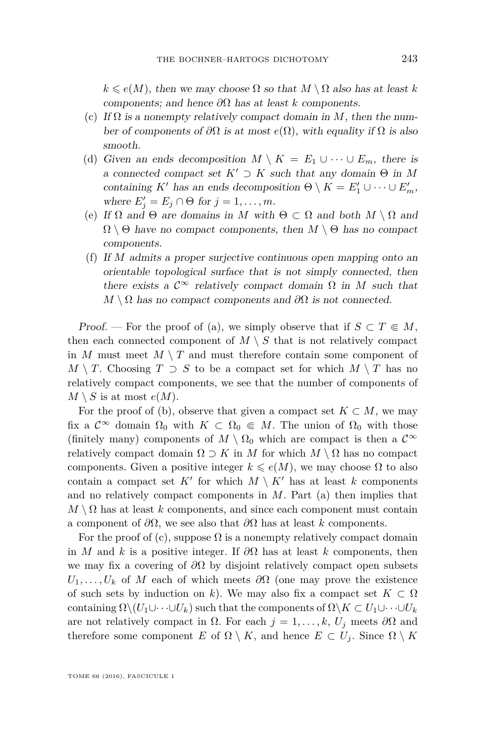*$k \leqslant e(M)$, then we may choose $\Omega$ so that $M \setminus \Omega$ also has at least $k$ components; and hence $\partial\Omega$ has at least $k$ components.*

(c) *If $\Omega$ is a nonempty relatively compact domain in $M$, then the number of components of $\partial\Omega$ is at most $e(\Omega)$, with equality if $\Omega$ is also smooth.*

(d) *Given an ends decomposition $M \setminus K = E_1 \cup \cdots \cup E_m$, there is a connected compact set $K' \supset K$ such that any domain $\Theta$ in $M$ containing $K'$ has an ends decomposition $\Theta \setminus K = E_1' \cup \cdots \cup E_m'$, where $E_j' = E_j \cap \Theta$ for $j = 1, \dots, m$.*

(e) *If $\Omega$ and $\Theta$ are domains in $M$ with $\Theta \subset \Omega$ and both $M \setminus \Omega$ and $\Omega \setminus \Theta$ have no compact components, then $M \setminus \Theta$ has no compact components.*

(f) *If $M$ admits a proper surjective continuous open mapping onto an orientable topological surface that is not simply connected, then there exists a $\mathcal{C}^\infty$ relatively compact domain $\Omega$ in $M$ such that $M \setminus \Omega$ has no compact components and $\partial\Omega$ is not connected.*

*Proof.* — For the proof of (a), we simply observe that if $S \subset T \Subset M$, then each connected component of $M \setminus S$ that is not relatively compact in $M$ must meet $M \setminus T$ and must therefore contain some component of $M \setminus T$. Choosing $T \supset S$ to be a compact set for which $M \setminus T$ has no relatively compact components, we see that the number of components of $M \setminus S$ is at most $e(M)$.

For the proof of (b), observe that given a compact set $K \subset M$, we may fix a $\mathcal{C}^\infty$ domain $\Omega_0$ with $K \subset \Omega_0 \Subset M$. The union of $\Omega_0$ with those (finitely many) components of $M \setminus \Omega_0$ which are compact is then a $\mathcal{C}^\infty$ relatively compact domain $\Omega \supset K$ in $M$ for which $M \setminus \Omega$ has no compact components. Given a positive integer $k \leqslant e(M)$, we may choose $\Omega$ to also contain a compact set $K'$ for which $M \setminus K'$ has at least $k$ components and no relatively compact components in $M$. Part (a) then implies that $M \setminus \Omega$ has at least $k$ components, and since each component must contain a component of $\partial\Omega$, we see also that $\partial\Omega$ has at least $k$ components.

For the proof of (c), suppose $\Omega$ is a nonempty relatively compact domain in $M$ and $k$ is a positive integer. If $\partial\Omega$ has at least $k$ components, then we may fix a covering of $\partial\Omega$ by disjoint relatively compact open subsets $U_1, \dots, U_k$ of $M$ each of which meets $\partial\Omega$ (one may prove the existence of such sets by induction on $k$). We may also fix a compact set $K \subset \Omega$ containing $\Omega \setminus (U_1 \cup \cdots \cup U_k)$ such that the components of $\Omega \setminus K \subset U_1 \cup \cdots \cup U_k$ are not relatively compact in $\Omega$. For each $j = 1, \dots, k$, $U_j$ meets $\partial\Omega$ and therefore some component $E$ of $\Omega \setminus K$, and hence $E \subset U_j$. Since $\Omega \setminus K$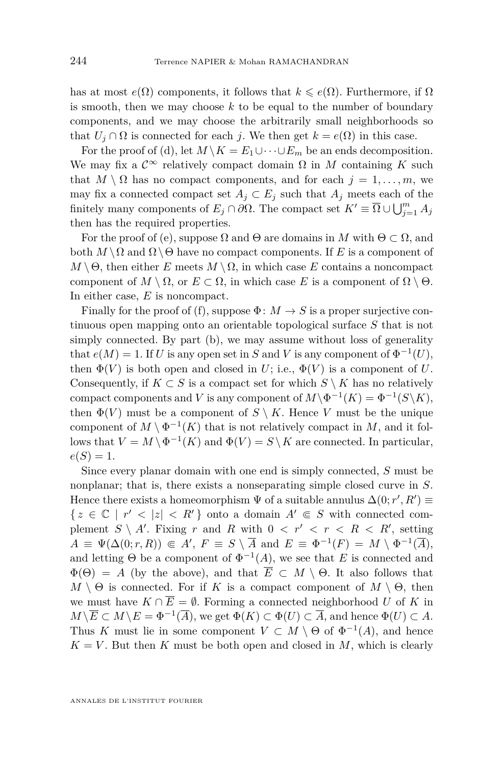has at most $e(\Omega)$ components, it follows that $k \leqslant e(\Omega)$. Furthermore, if $\Omega$ is smooth, then we may choose $k$ to be equal to the number of boundary components, and we may choose the arbitrarily small neighborhoods so that $U_j \cap \Omega$ is connected for each $j$. We then get $k = e(\Omega)$ in this case.

For the proof of (d), let $M \setminus K = E_1 \cup \cdots \cup E_m$ be an ends decomposition. We may fix a $\mathcal{C}^\infty$ relatively compact domain $\Omega$ in $M$ containing $K$ such that $M \setminus \Omega$ has no compact components, and for each $j = 1, \ldots, m$, we may fix a connected compact set $A_j \subset E_j$ such that $A_j$ meets each of the finitely many components of $E_j \cap \partial\Omega$. The compact set $K' \equiv \overline{\Omega} \cup \bigcup_{j=1}^m A_j$ then has the required properties.

For the proof of (e), suppose $\Omega$ and $\Theta$ are domains in $M$ with $\Theta \subset \Omega$, and both $M \setminus \Omega$ and $\Omega \setminus \Theta$ have no compact components. If $E$ is a component of $M \setminus \Theta$, then either $E$ meets $M \setminus \Omega$, in which case $E$ contains a noncompact component of $M \setminus \Omega$, or $E \subset \Omega$, in which case $E$ is a component of $\Omega \setminus \Theta$. In either case, $E$ is noncompact.

Finally for the proof of (f), suppose $\Phi \colon M \to S$ is a proper surjective continuous open mapping onto an orientable topological surface $S$ that is not simply connected. By part (b), we may assume without loss of generality that $e(M) = 1$. If $U$ is any open set in $S$ and $V$ is any component of $\Phi^{-1}(U)$, then $\Phi(V)$ is both open and closed in $U$; i.e., $\Phi(V)$ is a component of $U$. Consequently, if $K \subset S$ is a compact set for which $S \setminus K$ has no relatively compact components and $V$ is any component of $M \setminus \Phi^{-1}(K) = \Phi^{-1}(S \setminus K)$, then $\Phi(V)$ must be a component of $S \setminus K$. Hence $V$ must be the unique component of $M \setminus \Phi^{-1}(K)$ that is not relatively compact in $M$, and it follows that $V = M \setminus \Phi^{-1}(K)$ and $\Phi(V) = S \setminus K$ are connected. In particular, $e(S) = 1$.

Since every planar domain with one end is simply connected, $S$ must be nonplanar; that is, there exists a nonseparating simple closed curve in $S$. Hence there exists a homeomorphism $\Psi$ of a suitable annulus $\Delta(0; r', R') \equiv \{ z \in \mathbb{C} \mid r' < |z| < R' \}$ onto a domain $A' \Subset S$ with connected complement $S \setminus A'$. Fixing $r$ and $R$ with $0 < r' < r < R < R'$, setting $A \equiv \Psi(\Delta(0; r, R)) \Subset A'$, $F \equiv S \setminus \overline{A}$ and $E \equiv \Phi^{-1}(F) = M \setminus \Phi^{-1}(\overline{A})$, and letting $\Theta$ be a component of $\Phi^{-1}(A)$, we see that $E$ is connected and $\Phi(\Theta) = A$ (by the above), and that $\overline{E} \subset M \setminus \Theta$. It also follows that $M \setminus \Theta$ is connected. For if $K$ is a compact component of $M \setminus \Theta$, then we must have $K \cap \overline{E} = \emptyset$. Forming a connected neighborhood $U$ of $K$ in $M \setminus \overline{E} \subset M \setminus E = \Phi^{-1}(\overline{A})$, we get $\Phi(K) \subset \Phi(U) \subset \overline{A}$, and hence $\Phi(U) \subset A$. Thus $K$ must lie in some component $V \subset M \setminus \Theta$ of $\Phi^{-1}(A)$, and hence $K = V$. But then $K$ must be both open and closed in $M$, which is clearly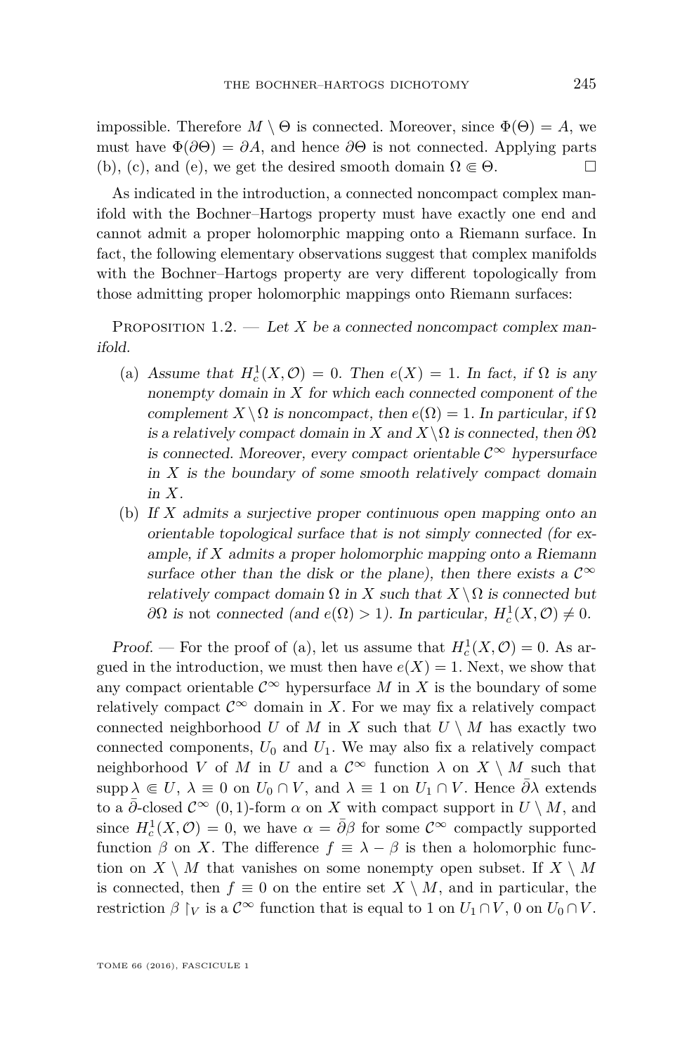impossible. Therefore $M \setminus \Theta$ is connected. Moreover, since $\Phi(\Theta) = A$, we must have $\Phi(\partial\Theta) = \partial A$, and hence $\partial\Theta$ is not connected. Applying parts (b), (c), and (e), we get the desired smooth domain $\Omega \Subset \Theta$. □

As indicated in the introduction, a connected noncompact complex manifold with the Bochner–Hartogs property must have exactly one end and cannot admit a proper holomorphic mapping onto a Riemann surface. In fact, the following elementary observations suggest that complex manifolds with the Bochner–Hartogs property are very different topologically from those admitting proper holomorphic mappings onto Riemann surfaces:

Proposition 1.2. — *Let $X$ be a connected noncompact complex manifold.*

(a) *Assume that $H^1_c(X, \mathcal{O}) = 0$. Then $e(X) = 1$. In fact, if $\Omega$ is any nonempty domain in $X$ for which each connected component of the complement $X \setminus \Omega$ is noncompact, then $e(\Omega) = 1$. In particular, if $\Omega$ is a relatively compact domain in $X$ and $X \setminus \Omega$ is connected, then $\partial\Omega$ is connected. Moreover, every compact orientable $\mathcal{C}^\infty$ hypersurface in $X$ is the boundary of some smooth relatively compact domain in $X$.*

(b) *If $X$ admits a surjective proper continuous open mapping onto an orientable topological surface that is not simply connected (for example, if $X$ admits a proper holomorphic mapping onto a Riemann surface other than the disk or the plane), then there exists a $\mathcal{C}^\infty$ relatively compact domain $\Omega$ in $X$ such that $X \setminus \Omega$ is connected but $\partial\Omega$ is* not *connected (and $e(\Omega) > 1$). In particular, $H^1_c(X, \mathcal{O}) \neq 0$.*

*Proof.* — For the proof of (a), let us assume that $H^1_c(X, \mathcal{O}) = 0$. As argued in the introduction, we must then have $e(X) = 1$. Next, we show that any compact orientable $\mathcal{C}^\infty$ hypersurface $M$ in $X$ is the boundary of some relatively compact $\mathcal{C}^\infty$ domain in $X$. For we may fix a relatively compact connected neighborhood $U$ of $M$ in $X$ such that $U \setminus M$ has exactly two connected components, $U_0$ and $U_1$. We may also fix a relatively compact neighborhood $V$ of $M$ in $U$ and a $\mathcal{C}^\infty$ function $\lambda$ on $X \setminus M$ such that $\operatorname{supp}\lambda \Subset U$, $\lambda \equiv 0$ on $U_0 \cap V$, and $\lambda \equiv 1$ on $U_1 \cap V$. Hence $\bar{\partial}\lambda$ extends to a $\bar{\partial}$-closed $\mathcal{C}^\infty$ $(0,1)$-form $\alpha$ on $X$ with compact support in $U \setminus M$, and since $H^1_c(X, \mathcal{O}) = 0$, we have $\alpha = \bar{\partial}\beta$ for some $\mathcal{C}^\infty$ compactly supported function $\beta$ on $X$. The difference $f \equiv \lambda - \beta$ is then a holomorphic function on $X \setminus M$ that vanishes on some nonempty open subset. If $X \setminus M$ is connected, then $f \equiv 0$ on the entire set $X \setminus M$, and in particular, the restriction $\beta \restriction_V$ is a $\mathcal{C}^\infty$ function that is equal to 1 on $U_1 \cap V$, 0 on $U_0 \cap V$.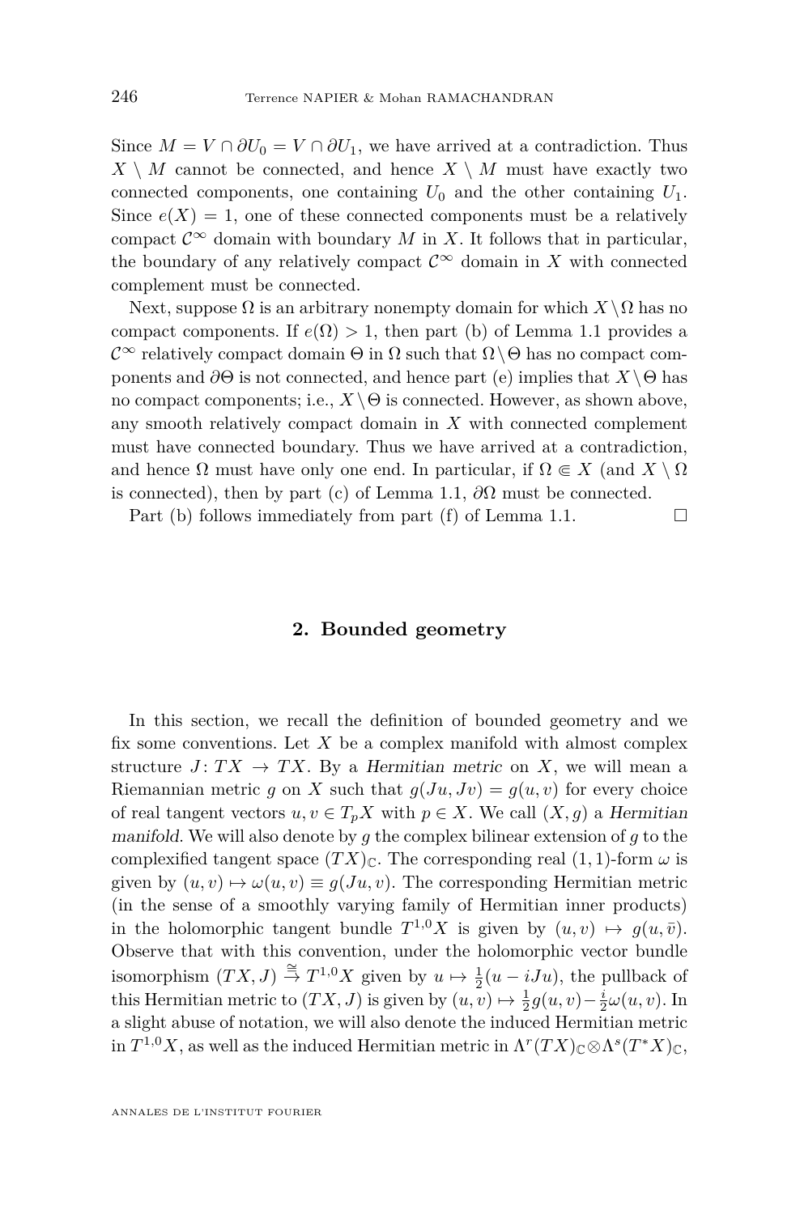Since $M = V \cap \partial U_0 = V \cap \partial U_1$, we have arrived at a contradiction. Thus $X \setminus M$ cannot be connected, and hence $X \setminus M$ must have exactly two connected components, one containing $U_0$ and the other containing $U_1$. Since $e(X) = 1$, one of these connected components must be a relatively compact $\mathcal{C}^\infty$ domain with boundary $M$ in $X$. It follows that in particular, the boundary of any relatively compact $\mathcal{C}^\infty$ domain in $X$ with connected complement must be connected.

Next, suppose $\Omega$ is an arbitrary nonempty domain for which $X \setminus \Omega$ has no compact components. If $e(\Omega) > 1$, then part (b) of Lemma 1.1 provides a $\mathcal{C}^\infty$ relatively compact domain $\Theta$ in $\Omega$ such that $\Omega \setminus \Theta$ has no compact components and $\partial\Theta$ is not connected, and hence part (e) implies that $X \setminus \Theta$ has no compact components; i.e., $X \setminus \Theta$ is connected. However, as shown above, any smooth relatively compact domain in $X$ with connected complement must have connected boundary. Thus we have arrived at a contradiction, and hence $\Omega$ must have only one end. In particular, if $\Omega \Subset X$ (and $X \setminus \Omega$ is connected), then by part (c) of Lemma 1.1, $\partial\Omega$ must be connected.

Part (b) follows immediately from part (f) of Lemma 1.1. □

## 2. Bounded geometry

In this section, we recall the definition of bounded geometry and we fix some conventions. Let $X$ be a complex manifold with almost complex structure $J \colon TX \to TX$. By a *Hermitian metric* on $X$, we will mean a Riemannian metric $g$ on $X$ such that $g(Ju, Jv) = g(u, v)$ for every choice of real tangent vectors $u, v \in T_pX$ with $p \in X$. We call $(X, g)$ a *Hermitian manifold*. We will also denote by $g$ the complex bilinear extension of $g$ to the complexified tangent space $(TX)_{\mathbb{C}}$. The corresponding real $(1,1)$-form $\omega$ is given by $(u, v) \mapsto \omega(u, v) \equiv g(Ju, v)$. The corresponding Hermitian metric (in the sense of a smoothly varying family of Hermitian inner products) in the holomorphic tangent bundle $T^{1,0}X$ is given by $(u, v) \mapsto g(u, \bar{v})$. Observe that with this convention, under the holomorphic vector bundle isomorphism $(TX, J) \xrightarrow{\cong} T^{1,0}X$ given by $u \mapsto \frac{1}{2}(u - iJu)$, the pullback of this Hermitian metric to $(TX, J)$ is given by $(u, v) \mapsto \frac{1}{2}g(u, v) - \frac{i}{2}\omega(u, v)$. In a slight abuse of notation, we will also denote the induced Hermitian metric in $T^{1,0}X$, as well as the induced Hermitian metric in $\Lambda^r(TX)_{\mathbb{C}} \otimes \Lambda^s(T^*X)_{\mathbb{C}}$,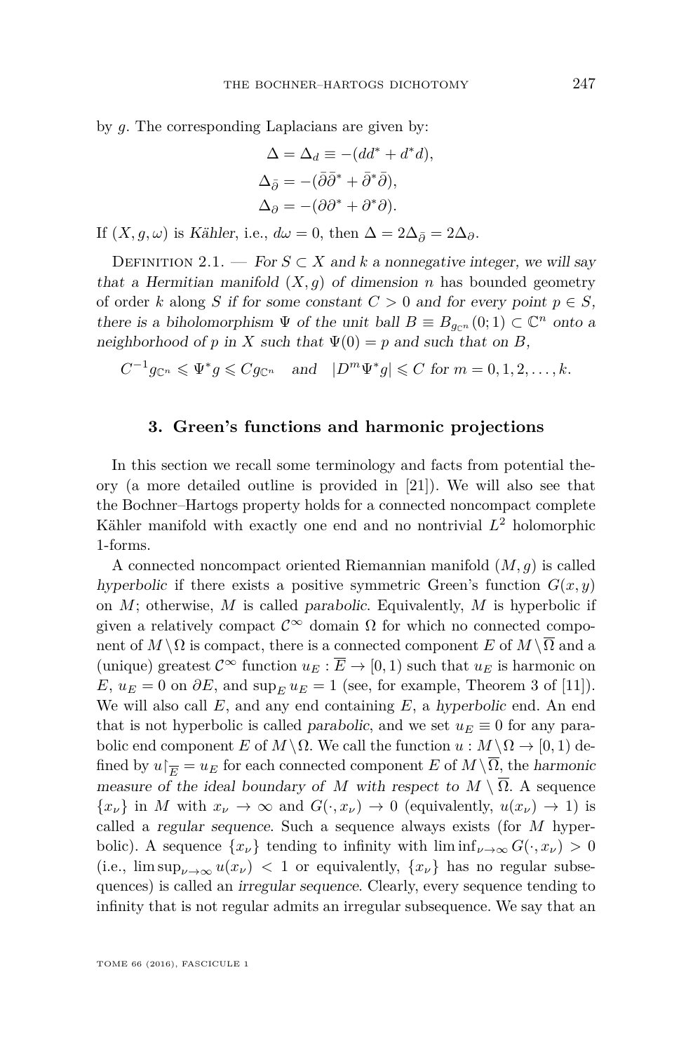by $g$. The corresponding Laplacians are given by:

$$\Delta = \Delta_d \equiv -(dd^* + d^*d),$$
$$\Delta_{\bar\partial} = -(\bar\partial\bar\partial^* + \bar\partial^*\bar\partial),$$
$$\Delta_{\partial} = -(\partial\partial^* + \partial^*\partial).$$

If $(X, g, \omega)$ is *Kähler*, i.e., $d\omega = 0$, then $\Delta = 2\Delta_{\bar\partial} = 2\Delta_\partial$.

Definition 2.1. — *For $S \subset X$ and $k$ a nonnegative integer, we will say that a Hermitian manifold $(X, g)$ of dimension $n$ has* bounded geometry of order $k$ along $S$ *if for some constant $C > 0$ and for every point $p \in S$, there is a biholomorphism $\Psi$ of the unit ball $B \equiv B_{g_{\mathbb{C}^n}}(0;1) \subset \mathbb{C}^n$ onto a neighborhood of $p$ in $X$ such that $\Psi(0) = p$ and such that on $B$,*

$$C^{-1} g_{\mathbb{C}^n} \leqslant \Psi^* g \leqslant C g_{\mathbb{C}^n} \quad \text{and} \quad |D^m \Psi^* g| \leqslant C \text{ for } m = 0, 1, 2, \ldots, k.$$

## 3. Green's functions and harmonic projections

In this section we recall some terminology and facts from potential theory (a more detailed outline is provided in [21]). We will also see that the Bochner–Hartogs property holds for a connected noncompact complete Kähler manifold with exactly one end and no nontrivial $L^2$ holomorphic 1-forms.

A connected noncompact oriented Riemannian manifold $(M, g)$ is called *hyperbolic* if there exists a positive symmetric Green's function $G(x, y)$ on $M$; otherwise, $M$ is called *parabolic*. Equivalently, $M$ is hyperbolic if given a relatively compact $\mathcal{C}^\infty$ domain $\Omega$ for which no connected component of $M \setminus \Omega$ is compact, there is a connected component $E$ of $M \setminus \overline{\Omega}$ and a (unique) greatest $\mathcal{C}^\infty$ function $u_E : \overline{E} \to [0, 1)$ such that $u_E$ is harmonic on $E$, $u_E = 0$ on $\partial E$, and $\sup_E u_E = 1$ (see, for example, Theorem 3 of [11]). We will also call $E$, and any end containing $E$, a *hyperbolic* end. An end that is not hyperbolic is called *parabolic*, and we set $u_E \equiv 0$ for any parabolic end component $E$ of $M \setminus \Omega$. We call the function $u : M \setminus \Omega \to [0, 1)$ defined by $u\restriction_{\overline{E}} = u_E$ for each connected component $E$ of $M \setminus \overline{\Omega}$, the *harmonic measure of the ideal boundary of $M$ with respect to $M \setminus \overline{\Omega}$*. A sequence $\{x_\nu\}$ in $M$ with $x_\nu \to \infty$ and $G(\cdot, x_\nu) \to 0$ (equivalently, $u(x_\nu) \to 1$) is called a *regular sequence*. Such a sequence always exists (for $M$ hyperbolic). A sequence $\{x_\nu\}$ tending to infinity with $\liminf_{\nu\to\infty} G(\cdot, x_\nu) > 0$ (i.e., $\limsup_{\nu\to\infty} u(x_\nu) < 1$ or equivalently, $\{x_\nu\}$ has no regular subsequences) is called an *irregular sequence*. Clearly, every sequence tending to infinity that is not regular admits an irregular subsequence. We say that an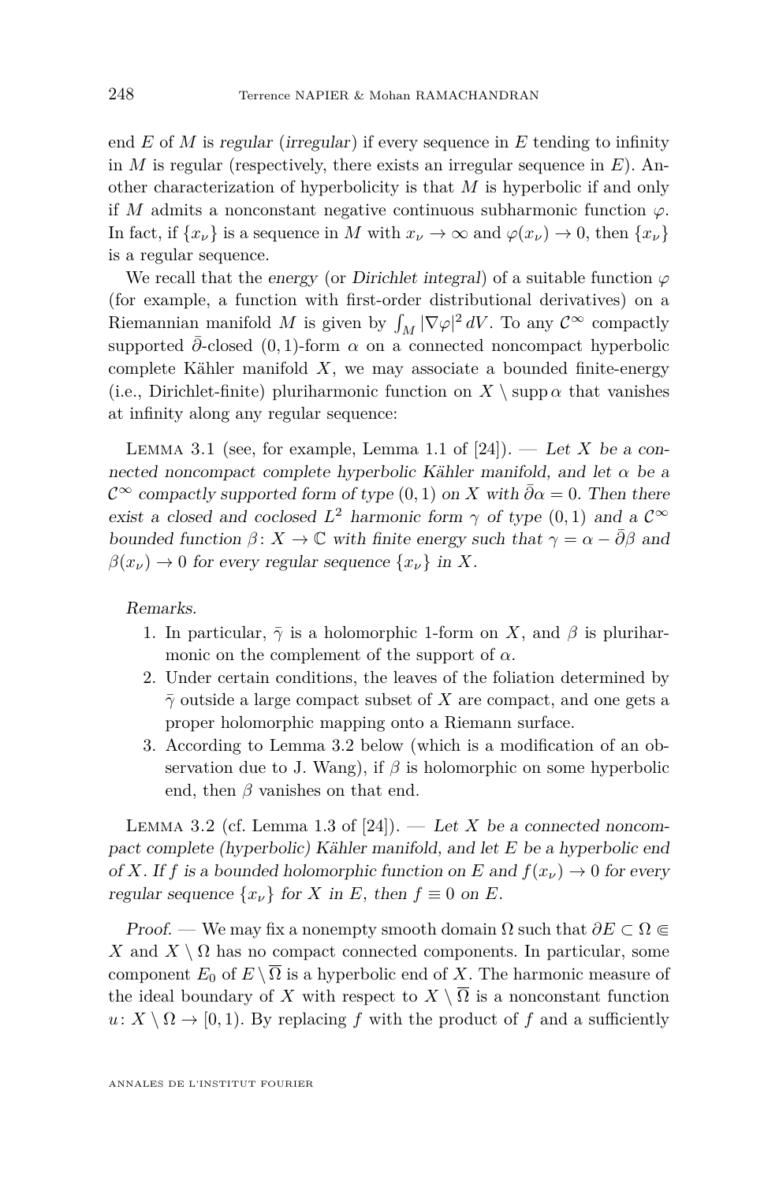end $E$ of $M$ is *regular* (*irregular*) if every sequence in $E$ tending to infinity in $M$ is regular (respectively, there exists an irregular sequence in $E$). Another characterization of hyperbolicity is that $M$ is hyperbolic if and only if $M$ admits a nonconstant negative continuous subharmonic function $\varphi$. In fact, if $\{x_\nu\}$ is a sequence in $M$ with $x_\nu \to \infty$ and $\varphi(x_\nu) \to 0$, then $\{x_\nu\}$ is a regular sequence.

We recall that the *energy* (or *Dirichlet integral*) of a suitable function $\varphi$ (for example, a function with first-order distributional derivatives) on a Riemannian manifold $M$ is given by $\int_M |\nabla\varphi|^2 \, dV$. To any $\mathcal{C}^\infty$ compactly supported $\bar\partial$-closed $(0,1)$-form $\alpha$ on a connected noncompact hyperbolic complete Kähler manifold $X$, we may associate a bounded finite-energy (i.e., Dirichlet-finite) pluriharmonic function on $X \setminus \operatorname{supp}\alpha$ that vanishes at infinity along any regular sequence:

Lemma 3.1 (see, for example, Lemma 1.1 of [24]). — *Let $X$ be a connected noncompact complete hyperbolic Kähler manifold, and let $\alpha$ be a $\mathcal{C}^\infty$ compactly supported form of type $(0,1)$ on $X$ with $\bar\partial\alpha = 0$. Then there exist a closed and coclosed $L^2$ harmonic form $\gamma$ of type $(0,1)$ and a $\mathcal{C}^\infty$ bounded function $\beta\colon X \to \mathbb{C}$ with finite energy such that $\gamma = \alpha - \bar\partial\beta$ and $\beta(x_\nu) \to 0$ for every regular sequence $\{x_\nu\}$ in $X$.*

*Remarks.*

1. In particular, $\bar\gamma$ is a holomorphic 1-form on $X$, and $\beta$ is pluriharmonic on the complement of the support of $\alpha$.
2. Under certain conditions, the leaves of the foliation determined by $\bar\gamma$ outside a large compact subset of $X$ are compact, and one gets a proper holomorphic mapping onto a Riemann surface.
3. According to Lemma 3.2 below (which is a modification of an observation due to J. Wang), if $\beta$ is holomorphic on some hyperbolic end, then $\beta$ vanishes on that end.

Lemma 3.2 (cf. Lemma 1.3 of [24]). — *Let $X$ be a connected noncompact complete (hyperbolic) Kähler manifold, and let $E$ be a hyperbolic end of $X$. If $f$ is a bounded holomorphic function on $E$ and $f(x_\nu) \to 0$ for every regular sequence $\{x_\nu\}$ for $X$ in $E$, then $f \equiv 0$ on $E$.*

*Proof.* — We may fix a nonempty smooth domain $\Omega$ such that $\partial E \subset \Omega \Subset X$ and $X \setminus \Omega$ has no compact connected components. In particular, some component $E_0$ of $E \setminus \overline{\Omega}$ is a hyperbolic end of $X$. The harmonic measure of the ideal boundary of $X$ with respect to $X \setminus \overline{\Omega}$ is a nonconstant function $u\colon X \setminus \Omega \to [0,1)$. By replacing $f$ with the product of $f$ and a sufficiently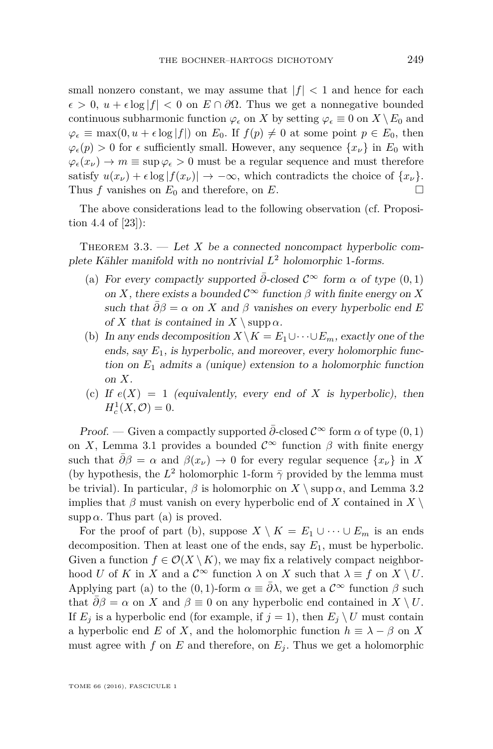small nonzero constant, we may assume that $|f| < 1$ and hence for each $\epsilon > 0$, $u + \epsilon \log |f| < 0$ on $E \cap \partial\Omega$. Thus we get a nonnegative bounded continuous subharmonic function $\varphi_\epsilon$ on $X$ by setting $\varphi_\epsilon \equiv 0$ on $X \setminus E_0$ and $\varphi_\epsilon \equiv \max(0, u + \epsilon \log |f|)$ on $E_0$. If $f(p) \neq 0$ at some point $p \in E_0$, then $\varphi_\epsilon(p) > 0$ for $\epsilon$ sufficiently small. However, any sequence $\{x_\nu\}$ in $E_0$ with $\varphi_\epsilon(x_\nu) \to m \equiv \sup \varphi_\epsilon > 0$ must be a regular sequence and must therefore satisfy $u(x_\nu) + \epsilon \log |f(x_\nu)| \to -\infty$, which contradicts the choice of $\{x_\nu\}$. Thus $f$ vanishes on $E_0$ and therefore, on $E$. □

The above considerations lead to the following observation (cf. Proposition 4.4 of [23]):

Theorem 3.3. — *Let $X$ be a connected noncompact hyperbolic complete Kähler manifold with no nontrivial $L^2$ holomorphic 1-forms.*

(a) *For every compactly supported $\bar\partial$-closed $\mathcal{C}^\infty$ form $\alpha$ of type $(0,1)$ on $X$, there exists a bounded $\mathcal{C}^\infty$ function $\beta$ with finite energy on $X$ such that $\bar\partial\beta = \alpha$ on $X$ and $\beta$ vanishes on every hyperbolic end $E$ of $X$ that is contained in $X \setminus \operatorname{supp}\alpha$.*

(b) *In any ends decomposition $X \setminus K = E_1 \cup \cdots \cup E_m$, exactly one of the ends, say $E_1$, is hyperbolic, and moreover, every holomorphic function on $E_1$ admits a (unique) extension to a holomorphic function on $X$.*

(c) *If $e(X) = 1$ (equivalently, every end of $X$ is hyperbolic), then $H^1_c(X, \mathcal{O}) = 0$.*

*Proof.* — Given a compactly supported $\bar\partial$-closed $\mathcal{C}^\infty$ form $\alpha$ of type $(0,1)$ on $X$, Lemma 3.1 provides a bounded $\mathcal{C}^\infty$ function $\beta$ with finite energy such that $\bar\partial\beta = \alpha$ and $\beta(x_\nu) \to 0$ for every regular sequence $\{x_\nu\}$ in $X$ (by hypothesis, the $L^2$ holomorphic 1-form $\bar\gamma$ provided by the lemma must be trivial). In particular, $\beta$ is holomorphic on $X \setminus \operatorname{supp}\alpha$, and Lemma 3.2 implies that $\beta$ must vanish on every hyperbolic end of $X$ contained in $X \setminus \operatorname{supp}\alpha$. Thus part (a) is proved.

For the proof of part (b), suppose $X \setminus K = E_1 \cup \cdots \cup E_m$ is an ends decomposition. Then at least one of the ends, say $E_1$, must be hyperbolic. Given a function $f \in \mathcal{O}(X \setminus K)$, we may fix a relatively compact neighborhood $U$ of $K$ in $X$ and a $\mathcal{C}^\infty$ function $\lambda$ on $X$ such that $\lambda \equiv f$ on $X \setminus U$. Applying part (a) to the $(0,1)$-form $\alpha \equiv \bar\partial\lambda$, we get a $\mathcal{C}^\infty$ function $\beta$ such that $\bar\partial\beta = \alpha$ on $X$ and $\beta \equiv 0$ on any hyperbolic end contained in $X \setminus U$. If $E_j$ is a hyperbolic end (for example, if $j = 1$), then $E_j \setminus U$ must contain a hyperbolic end $E$ of $X$, and the holomorphic function $h \equiv \lambda - \beta$ on $X$ must agree with $f$ on $E$ and therefore, on $E_j$. Thus we get a holomorphic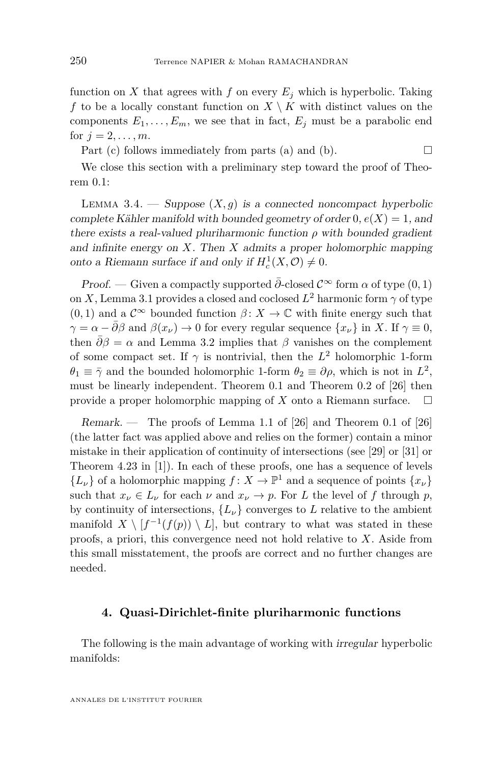function on $X$ that agrees with $f$ on every $E_j$ which is hyperbolic. Taking $f$ to be a locally constant function on $X \setminus K$ with distinct values on the components $E_1, \dots, E_m$, we see that in fact, $E_j$ must be a parabolic end for $j = 2, \dots, m$.

Part (c) follows immediately from parts (a) and (b). □

We close this section with a preliminary step toward the proof of Theorem 0.1:

Lemma 3.4. — *Suppose $(X, g)$ is a connected noncompact hyperbolic complete Kähler manifold with bounded geometry of order $0$, $e(X) = 1$, and there exists a real-valued pluriharmonic function $\rho$ with bounded gradient and infinite energy on $X$. Then $X$ admits a proper holomorphic mapping onto a Riemann surface if and only if $H^1_c(X, \mathcal{O}) \neq 0$.*

*Proof.* — Given a compactly supported $\bar\partial$-closed $\mathcal{C}^\infty$ form $\alpha$ of type $(0,1)$ on $X$, Lemma 3.1 provides a closed and coclosed $L^2$ harmonic form $\gamma$ of type $(0,1)$ and a $\mathcal{C}^\infty$ bounded function $\beta\colon X \to \mathbb{C}$ with finite energy such that $\gamma = \alpha - \bar\partial\beta$ and $\beta(x_\nu) \to 0$ for every regular sequence $\{x_\nu\}$ in $X$. If $\gamma \equiv 0$, then $\bar\partial\beta = \alpha$ and Lemma 3.2 implies that $\beta$ vanishes on the complement of some compact set. If $\gamma$ is nontrivial, then the $L^2$ holomorphic 1-form $\theta_1 \equiv \bar\gamma$ and the bounded holomorphic 1-form $\theta_2 \equiv \partial\rho$, which is not in $L^2$, must be linearly independent. Theorem 0.1 and Theorem 0.2 of [26] then provide a proper holomorphic mapping of $X$ onto a Riemann surface. □

*Remark.* — The proofs of Lemma 1.1 of [26] and Theorem 0.1 of [26] (the latter fact was applied above and relies on the former) contain a minor mistake in their application of continuity of intersections (see [29] or [31] or Theorem 4.23 in [1]). In each of these proofs, one has a sequence of levels $\{L_\nu\}$ of a holomorphic mapping $f\colon X \to \mathbb{P}^1$ and a sequence of points $\{x_\nu\}$ such that $x_\nu \in L_\nu$ for each $\nu$ and $x_\nu \to p$. For $L$ the level of $f$ through $p$, by continuity of intersections, $\{L_\nu\}$ converges to $L$ relative to the ambient manifold $X \setminus [f^{-1}(f(p)) \setminus L]$, but contrary to what was stated in these proofs, a priori, this convergence need not hold relative to $X$. Aside from this small misstatement, the proofs are correct and no further changes are needed.

## 4. Quasi-Dirichlet-finite pluriharmonic functions

The following is the main advantage of working with *irregular* hyperbolic manifolds: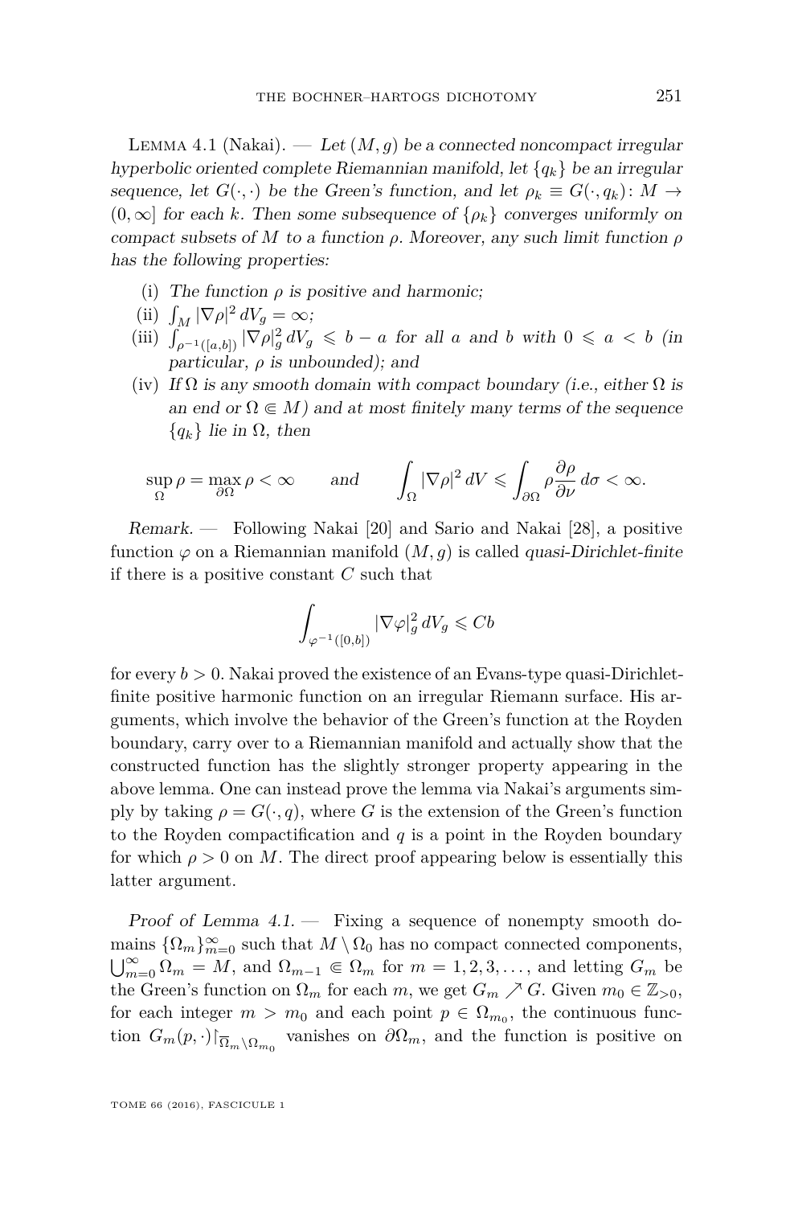Lemma 4.1 (Nakai). — *Let $(M, g)$ be a connected noncompact irregular hyperbolic oriented complete Riemannian manifold, let $\{q_k\}$ be an irregular sequence, let $G(\cdot, \cdot)$ be the Green's function, and let $\rho_k \equiv G(\cdot, q_k) : M \to (0, \infty]$ for each $k$. Then some subsequence of $\{\rho_k\}$ converges uniformly on compact subsets of $M$ to a function $\rho$. Moreover, any such limit function $\rho$ has the following properties:*

(i) *The function $\rho$ is positive and harmonic;*

(ii) $\int_M |\nabla \rho|^2 \, dV_g = \infty$;

(iii) $\int_{\rho^{-1}([a,b])} |\nabla \rho|_g^2 \, dV_g \leqslant b - a$ *for all $a$ and $b$ with $0 \leqslant a < b$ (in particular, $\rho$ is unbounded); and*

(iv) *If $\Omega$ is any smooth domain with compact boundary (i.e., either $\Omega$ is an end or $\Omega \Subset M$) and at most finitely many terms of the sequence $\{q_k\}$ lie in $\Omega$, then*

$$\sup_{\Omega} \rho = \max_{\partial\Omega} \rho < \infty \qquad \text{and} \qquad \int_{\Omega} |\nabla \rho|^2 \, dV \leqslant \int_{\partial\Omega} \rho \frac{\partial \rho}{\partial \nu} \, d\sigma < \infty.$$

*Remark.* — Following Nakai [20] and Sario and Nakai [28], a positive function $\varphi$ on a Riemannian manifold $(M, g)$ is called *quasi-Dirichlet-finite* if there is a positive constant $C$ such that

$$\int_{\varphi^{-1}([0,b])} |\nabla \varphi|_g^2 \, dV_g \leqslant Cb$$

for every $b > 0$. Nakai proved the existence of an Evans-type quasi-Dirichlet-finite positive harmonic function on an irregular Riemann surface. His arguments, which involve the behavior of the Green's function at the Royden boundary, carry over to a Riemannian manifold and actually show that the constructed function has the slightly stronger property appearing in the above lemma. One can instead prove the lemma via Nakai's arguments simply by taking $\rho = G(\cdot, q)$, where $G$ is the extension of the Green's function to the Royden compactification and $q$ is a point in the Royden boundary for which $\rho > 0$ on $M$. The direct proof appearing below is essentially this latter argument.

*Proof of Lemma 4.1.* — Fixing a sequence of nonempty smooth domains $\{\Omega_m\}_{m=0}^{\infty}$ such that $M \setminus \Omega_0$ has no compact connected components, $\bigcup_{m=0}^{\infty} \Omega_m = M$, and $\Omega_{m-1} \Subset \Omega_m$ for $m = 1, 2, 3, \ldots$, and letting $G_m$ be the Green's function on $\Omega_m$ for each $m$, we get $G_m \nearrow G$. Given $m_0 \in \mathbb{Z}_{>0}$, for each integer $m > m_0$ and each point $p \in \Omega_{m_0}$, the continuous function $G_m(p, \cdot)\restriction_{\overline{\Omega}_m \setminus \Omega_{m_0}}$ vanishes on $\partial\Omega_m$, and the function is positive on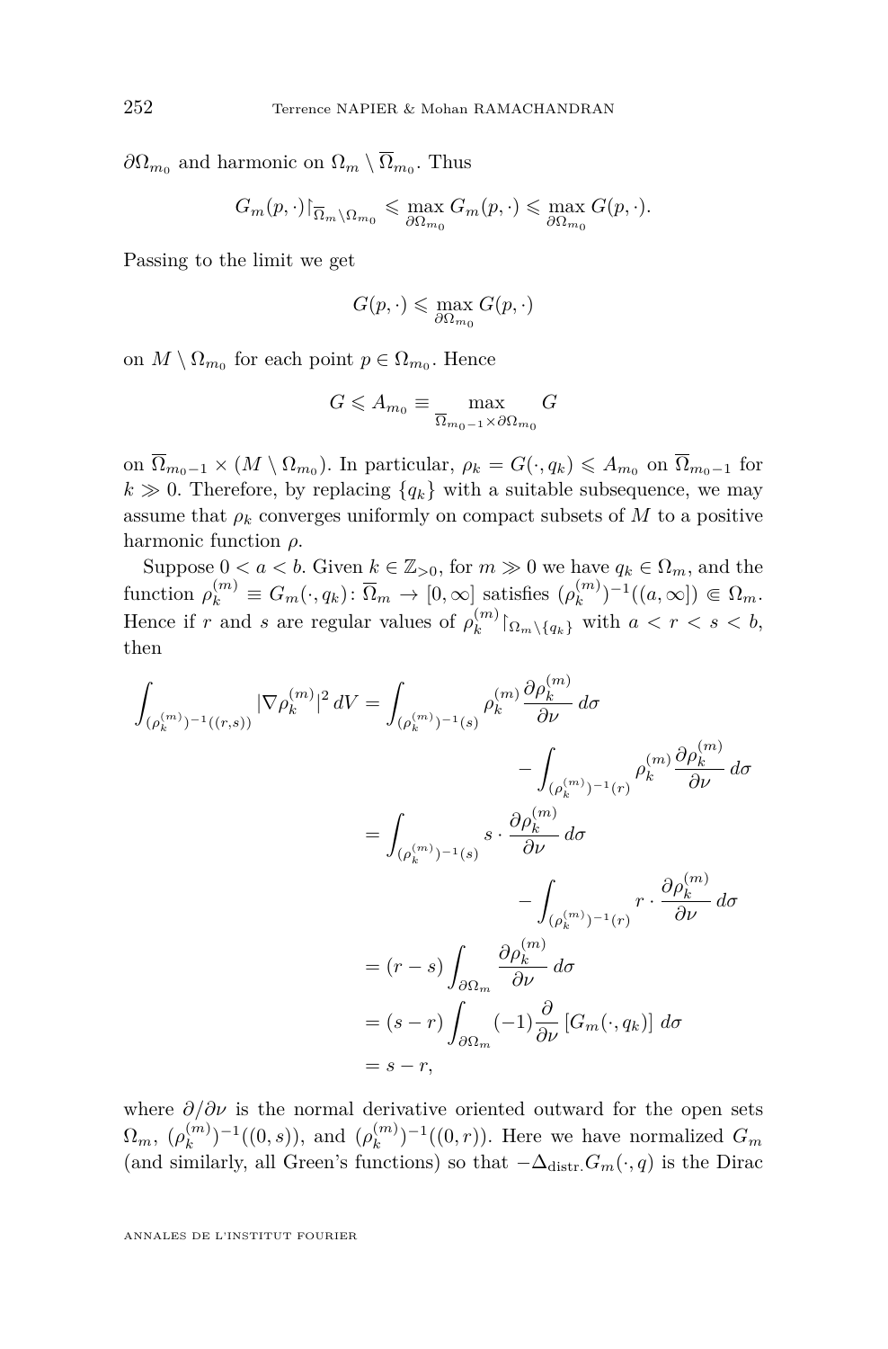$\partial\Omega_{m_0}$ and harmonic on $\Omega_m \setminus \overline{\Omega}_{m_0}$. Thus

$$G_m(p,\cdot)\restriction_{\overline{\Omega}_m \setminus \Omega_{m_0}} \leqslant \max_{\partial\Omega_{m_0}} G_m(p,\cdot) \leqslant \max_{\partial\Omega_{m_0}} G(p,\cdot).$$

Passing to the limit we get

$$G(p,\cdot) \leqslant \max_{\partial\Omega_{m_0}} G(p,\cdot)$$

on $M \setminus \Omega_{m_0}$ for each point $p \in \Omega_{m_0}$. Hence

$$G \leqslant A_{m_0} \equiv \max_{\overline{\Omega}_{m_0-1} \times \partial\Omega_{m_0}} G$$

on $\overline{\Omega}_{m_0-1} \times (M \setminus \Omega_{m_0})$. In particular, $\rho_k = G(\cdot, q_k) \leqslant A_{m_0}$ on $\overline{\Omega}_{m_0-1}$ for $k \gg 0$. Therefore, by replacing $\{q_k\}$ with a suitable subsequence, we may assume that $\rho_k$ converges uniformly on compact subsets of $M$ to a positive harmonic function $\rho$.

Suppose $0 < a < b$. Given $k \in \mathbb{Z}_{>0}$, for $m \gg 0$ we have $q_k \in \Omega_m$, and the function $\rho_k^{(m)} \equiv G_m(\cdot, q_k) \colon \overline{\Omega}_m \to [0,\infty]$ satisfies $(\rho_k^{(m)})^{-1}((a,\infty]) \Subset \Omega_m$. Hence if $r$ and $s$ are regular values of $\rho_k^{(m)}\restriction_{\Omega_m \setminus \{q_k\}}$ with $a < r < s < b$, then

$$\begin{aligned}
\int_{(\rho_k^{(m)})^{-1}((r,s))} |\nabla \rho_k^{(m)}|^2 \, dV &= \int_{(\rho_k^{(m)})^{-1}(s)} \rho_k^{(m)} \frac{\partial \rho_k^{(m)}}{\partial \nu} \, d\sigma \\
&\qquad - \int_{(\rho_k^{(m)})^{-1}(r)} \rho_k^{(m)} \frac{\partial \rho_k^{(m)}}{\partial \nu} \, d\sigma \\
&= \int_{(\rho_k^{(m)})^{-1}(s)} s \cdot \frac{\partial \rho_k^{(m)}}{\partial \nu} \, d\sigma \\
&\qquad - \int_{(\rho_k^{(m)})^{-1}(r)} r \cdot \frac{\partial \rho_k^{(m)}}{\partial \nu} \, d\sigma \\
&= (r-s) \int_{\partial\Omega_m} \frac{\partial \rho_k^{(m)}}{\partial \nu} \, d\sigma \\
&= (s-r) \int_{\partial\Omega_m} (-1) \frac{\partial}{\partial \nu} \left[ G_m(\cdot, q_k) \right] \, d\sigma \\
&= s - r,
\end{aligned}$$

where $\partial/\partial\nu$ is the normal derivative oriented outward for the open sets $\Omega_m$, $(\rho_k^{(m)})^{-1}((0,s))$, and $(\rho_k^{(m)})^{-1}((0,r))$. Here we have normalized $G_m$ (and similarly, all Green's functions) so that $-\Delta_{\mathrm{distr.}} G_m(\cdot, q)$ is the Dirac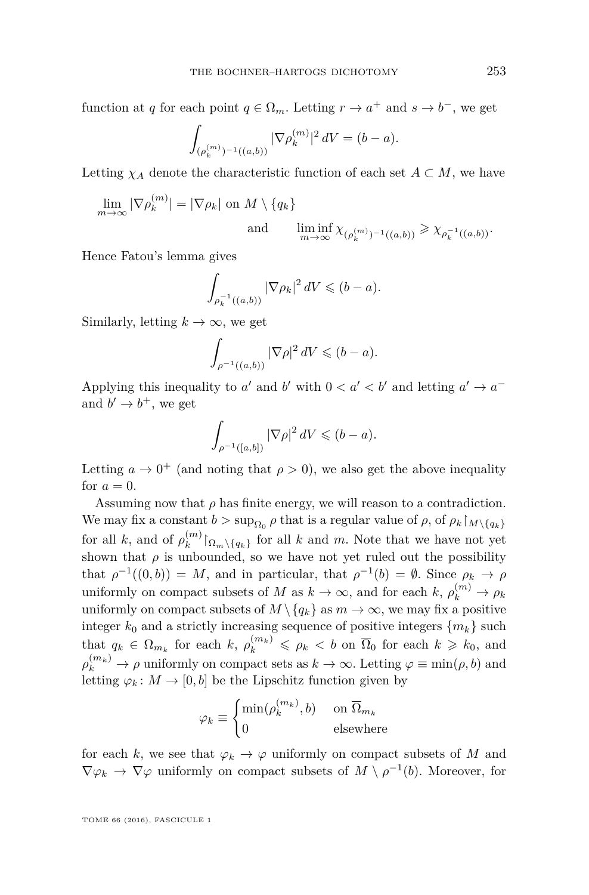function at $q$ for each point $q \in \Omega_m$. Letting $r \to a^+$ and $s \to b^-$, we get

$$\int_{(\rho_k^{(m)})^{-1}((a,b))} |\nabla \rho_k^{(m)}|^2 \, dV = (b-a).$$

Letting $\chi_A$ denote the characteristic function of each set $A \subset M$, we have

$$\lim_{m\to\infty} |\nabla \rho_k^{(m)}| = |\nabla \rho_k| \text{ on } M \setminus \{q_k\}$$
$$\text{and} \qquad \liminf_{m\to\infty} \chi_{(\rho_k^{(m)})^{-1}((a,b))} \geqslant \chi_{\rho_k^{-1}((a,b))}.$$

Hence Fatou's lemma gives

$$\int_{\rho_k^{-1}((a,b))} |\nabla \rho_k|^2 \, dV \leqslant (b-a).$$

Similarly, letting $k \to \infty$, we get

$$\int_{\rho^{-1}((a,b))} |\nabla \rho|^2 \, dV \leqslant (b-a).$$

Applying this inequality to $a'$ and $b'$ with $0 < a' < b'$ and letting $a' \to a^-$ and $b' \to b^+$, we get

$$\int_{\rho^{-1}([a,b])} |\nabla \rho|^2 \, dV \leqslant (b-a).$$

Letting $a \to 0^+$ (and noting that $\rho > 0$), we also get the above inequality for $a = 0$.

Assuming now that $\rho$ has finite energy, we will reason to a contradiction. We may fix a constant $b > \sup_{\Omega_0} \rho$ that is a regular value of $\rho$, of $\rho_k \restriction_{M\setminus\{q_k\}}$ for all $k$, and of $\rho_k^{(m)} \restriction_{\Omega_m \setminus \{q_k\}}$ for all $k$ and $m$. Note that we have not yet shown that $\rho$ is unbounded, so we have not yet ruled out the possibility that $\rho^{-1}((0,b)) = M$, and in particular, that $\rho^{-1}(b) = \emptyset$. Since $\rho_k \to \rho$ uniformly on compact subsets of $M$ as $k \to \infty$, and for each $k$, $\rho_k^{(m)} \to \rho_k$ uniformly on compact subsets of $M \setminus \{q_k\}$ as $m \to \infty$, we may fix a positive integer $k_0$ and a strictly increasing sequence of positive integers $\{m_k\}$ such that $q_k \in \Omega_{m_k}$ for each $k$, $\rho_k^{(m_k)} \leqslant \rho_k < b$ on $\overline{\Omega}_0$ for each $k \geqslant k_0$, and $\rho_k^{(m_k)} \to \rho$ uniformly on compact sets as $k \to \infty$. Letting $\varphi \equiv \min(\rho, b)$ and letting $\varphi_k \colon M \to [0,b]$ be the Lipschitz function given by

$$\varphi_k \equiv \begin{cases} \min(\rho_k^{(m_k)}, b) & \text{on } \overline{\Omega}_{m_k} \\ 0 & \text{elsewhere} \end{cases}$$

for each $k$, we see that $\varphi_k \to \varphi$ uniformly on compact subsets of $M$ and $\nabla \varphi_k \to \nabla \varphi$ uniformly on compact subsets of $M \setminus \rho^{-1}(b)$. Moreover, for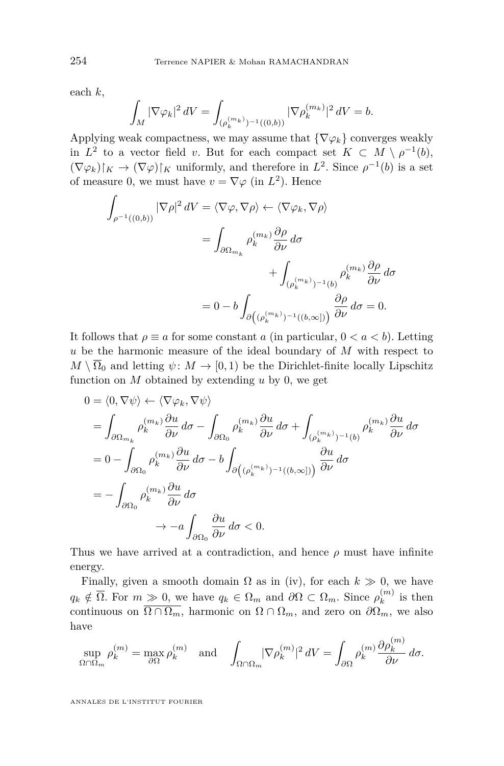each $k$,

$$\int_M |\nabla \varphi_k|^2 \, dV = \int_{(\rho_k^{(m_k)})^{-1}((0,b))} |\nabla \rho_k^{(m_k)}|^2 \, dV = b.$$

Applying weak compactness, we may assume that $\{\nabla \varphi_k\}$ converges weakly in $L^2$ to a vector field $v$. But for each compact set $K \subset M \setminus \rho^{-1}(b)$, $(\nabla \varphi_k)\restriction_K \to (\nabla \varphi)\restriction_K$ uniformly, and therefore in $L^2$. Since $\rho^{-1}(b)$ is a set of measure 0, we must have $v = \nabla \varphi$ (in $L^2$). Hence

$$\begin{aligned}
\int_{\rho^{-1}((0,b))} |\nabla \rho|^2 \, dV = \langle \nabla \varphi, \nabla \rho \rangle &\leftarrow \langle \nabla \varphi_k, \nabla \rho \rangle \\
&= \int_{\partial \Omega_{m_k}} \rho_k^{(m_k)} \frac{\partial \rho}{\partial \nu} \, d\sigma \\
&\qquad\qquad + \int_{(\rho_k^{(m_k)})^{-1}(b)} \rho_k^{(m_k)} \frac{\partial \rho}{\partial \nu} \, d\sigma \\
&= 0 - b \int_{\partial\left((\rho_k^{(m_k)})^{-1}((b,\infty])\right)} \frac{\partial \rho}{\partial \nu} \, d\sigma = 0.
\end{aligned}$$

It follows that $\rho \equiv a$ for some constant $a$ (in particular, $0 < a < b$). Letting $u$ be the harmonic measure of the ideal boundary of $M$ with respect to $M \setminus \overline{\Omega}_0$ and letting $\psi \colon M \to [0,1)$ be the Dirichlet-finite locally Lipschitz function on $M$ obtained by extending $u$ by 0, we get

$$\begin{aligned}
0 &= \langle 0, \nabla \psi \rangle \leftarrow \langle \nabla \varphi_k, \nabla \psi \rangle \\
&= \int_{\partial \Omega_{m_k}} \rho_k^{(m_k)} \frac{\partial u}{\partial \nu} \, d\sigma - \int_{\partial \Omega_0} \rho_k^{(m_k)} \frac{\partial u}{\partial \nu} \, d\sigma + \int_{(\rho_k^{(m_k)})^{-1}(b)} \rho_k^{(m_k)} \frac{\partial u}{\partial \nu} \, d\sigma \\
&= 0 - \int_{\partial \Omega_0} \rho_k^{(m_k)} \frac{\partial u}{\partial \nu} \, d\sigma - b \int_{\partial\left((\rho_k^{(m_k)})^{-1}((b,\infty])\right)} \frac{\partial u}{\partial \nu} \, d\sigma \\
&= - \int_{\partial \Omega_0} \rho_k^{(m_k)} \frac{\partial u}{\partial \nu} \, d\sigma \\
&\qquad\qquad \to -a \int_{\partial \Omega_0} \frac{\partial u}{\partial \nu} \, d\sigma < 0.
\end{aligned}$$

Thus we have arrived at a contradiction, and hence $\rho$ must have infinite energy.

Finally, given a smooth domain $\Omega$ as in (iv), for each $k \gg 0$, we have $q_k \notin \overline{\Omega}$. For $m \gg 0$, we have $q_k \in \Omega_m$ and $\partial \Omega \subset \Omega_m$. Since $\rho_k^{(m)}$ is then continuous on $\overline{\Omega \cap \Omega_m}$, harmonic on $\Omega \cap \Omega_m$, and zero on $\partial \Omega_m$, we also have

$$\sup_{\Omega \cap \Omega_m} \rho_k^{(m)} = \max_{\partial \Omega} \rho_k^{(m)} \quad \text{and} \quad \int_{\Omega \cap \Omega_m} |\nabla \rho_k^{(m)}|^2 \, dV = \int_{\partial \Omega} \rho_k^{(m)} \frac{\partial \rho_k^{(m)}}{\partial \nu} \, d\sigma.$$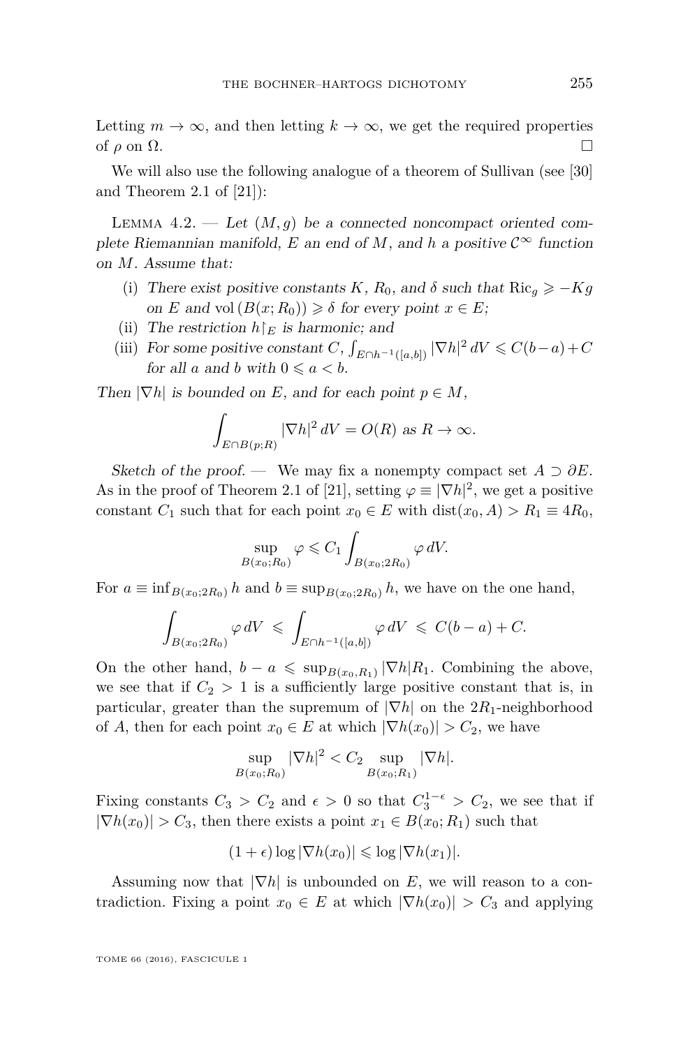Letting $m \to \infty$, and then letting $k \to \infty$, we get the required properties of $\rho$ on $\Omega$. $\square$

We will also use the following analogue of a theorem of Sullivan (see [30] and Theorem 2.1 of [21]):

Lemma 4.2. — *Let $(M, g)$ be a connected noncompact oriented complete Riemannian manifold, $E$ an end of $M$, and $h$ a positive $\mathcal{C}^\infty$ function on $M$. Assume that:*

- (i) *There exist positive constants $K$, $R_0$, and $\delta$ such that $\mathrm{Ric}_g \geqslant -Kg$ on $E$ and $\mathrm{vol}\,(B(x;R_0)) \geqslant \delta$ for every point $x \in E$;*
- (ii) *The restriction $h{\restriction_E}$ is harmonic; and*
- (iii) *For some positive constant $C$, $\int_{E\cap h^{-1}([a,b])} |\nabla h|^2\, dV \leqslant C(b-a)+C$ for all $a$ and $b$ with $0 \leqslant a < b$.*

*Then $|\nabla h|$ is bounded on $E$, and for each point $p \in M$,*

$$\int_{E\cap B(p;R)} |\nabla h|^2\, dV = O(R) \text{ as } R \to \infty.$$

*Sketch of the proof.* — We may fix a nonempty compact set $A \supset \partial E$. As in the proof of Theorem 2.1 of [21], setting $\varphi \equiv |\nabla h|^2$, we get a positive constant $C_1$ such that for each point $x_0 \in E$ with $\mathrm{dist}(x_0, A) > R_1 \equiv 4R_0$,

$$\sup_{B(x_0;R_0)} \varphi \leqslant C_1 \int_{B(x_0;2R_0)} \varphi\, dV.$$

For $a \equiv \inf_{B(x_0;2R_0)} h$ and $b \equiv \sup_{B(x_0;2R_0)} h$, we have on the one hand,

$$\int_{B(x_0;2R_0)} \varphi\, dV \ \leqslant\ \int_{E\cap h^{-1}([a,b])} \varphi\, dV \ \leqslant\ C(b-a)+C.$$

On the other hand, $b - a \leqslant \sup_{B(x_0,R_1)} |\nabla h| R_1$. Combining the above, we see that if $C_2 > 1$ is a sufficiently large positive constant that is, in particular, greater than the supremum of $|\nabla h|$ on the $2R_1$-neighborhood of $A$, then for each point $x_0 \in E$ at which $|\nabla h(x_0)| > C_2$, we have

$$\sup_{B(x_0;R_0)} |\nabla h|^2 < C_2 \sup_{B(x_0;R_1)} |\nabla h|.$$

Fixing constants $C_3 > C_2$ and $\epsilon > 0$ so that $C_3^{1-\epsilon} > C_2$, we see that if $|\nabla h(x_0)| > C_3$, then there exists a point $x_1 \in B(x_0;R_1)$ such that

$$(1+\epsilon)\log|\nabla h(x_0)| \leqslant \log|\nabla h(x_1)|.$$

Assuming now that $|\nabla h|$ is unbounded on $E$, we will reason to a contradiction. Fixing a point $x_0 \in E$ at which $|\nabla h(x_0)| > C_3$ and applying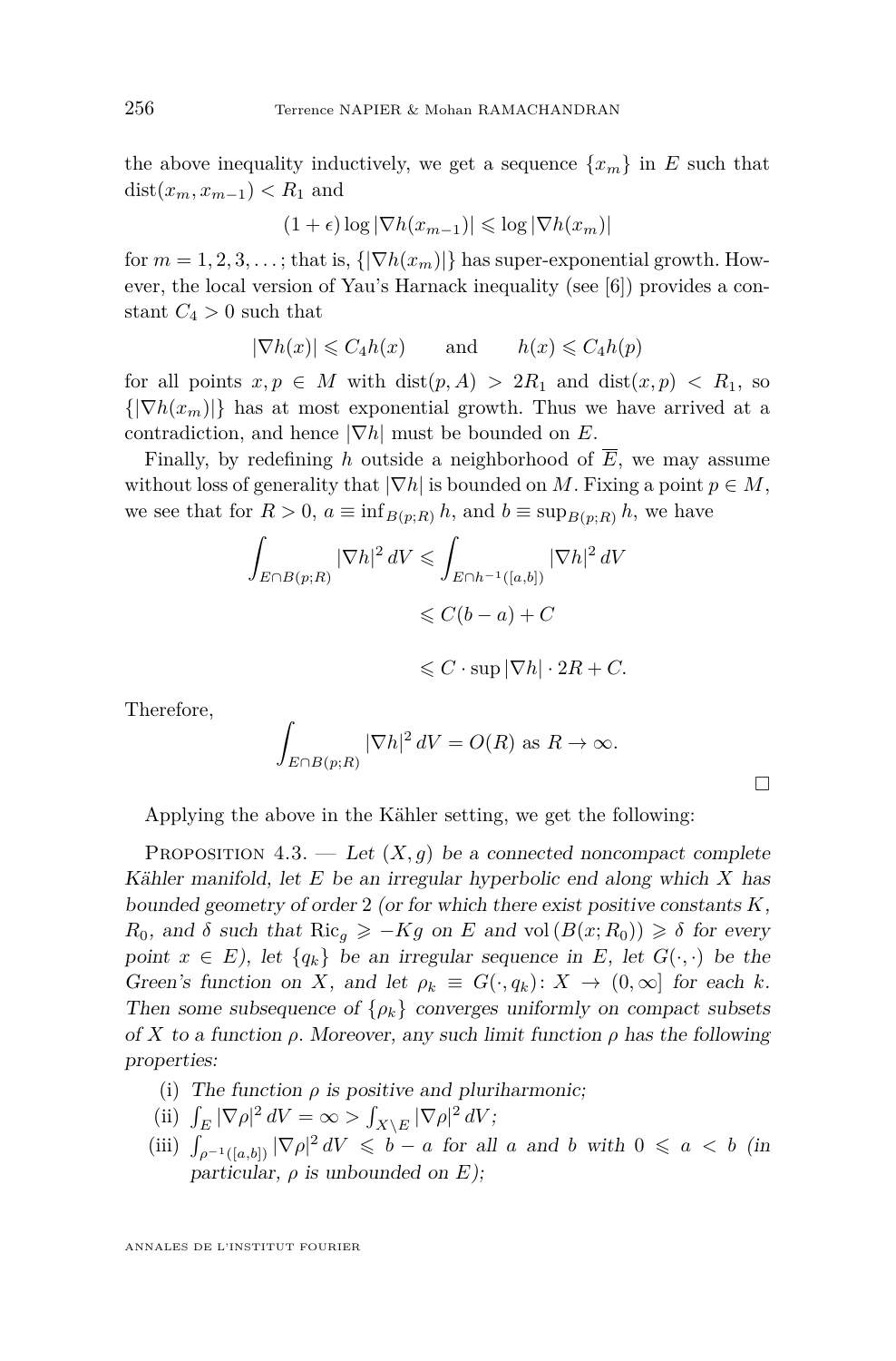the above inequality inductively, we get a sequence $\{x_m\}$ in $E$ such that $\mathrm{dist}(x_m, x_{m-1}) < R_1$ and

$$(1+\epsilon)\log|\nabla h(x_{m-1})| \leqslant \log|\nabla h(x_m)|$$

for $m = 1, 2, 3, \dots$; that is, $\{|\nabla h(x_m)|\}$ has super-exponential growth. However, the local version of Yau's Harnack inequality (see [6]) provides a constant $C_4 > 0$ such that

$$|\nabla h(x)| \leqslant C_4 h(x) \qquad \text{and} \qquad h(x) \leqslant C_4 h(p)$$

for all points $x, p \in M$ with $\mathrm{dist}(p, A) > 2R_1$ and $\mathrm{dist}(x, p) < R_1$, so $\{|\nabla h(x_m)|\}$ has at most exponential growth. Thus we have arrived at a contradiction, and hence $|\nabla h|$ must be bounded on $E$.

Finally, by redefining $h$ outside a neighborhood of $\overline{E}$, we may assume without loss of generality that $|\nabla h|$ is bounded on $M$. Fixing a point $p \in M$, we see that for $R > 0$, $a \equiv \inf_{B(p;R)} h$, and $b \equiv \sup_{B(p;R)} h$, we have

$$\begin{aligned}
\int_{E\cap B(p;R)} |\nabla h|^2\, dV &\leqslant \int_{E\cap h^{-1}([a,b])} |\nabla h|^2\, dV \\
&\leqslant C(b-a) + C \\
&\leqslant C \cdot \sup|\nabla h| \cdot 2R + C.
\end{aligned}$$

Therefore,

$$\int_{E\cap B(p;R)} |\nabla h|^2\, dV = O(R) \text{ as } R \to \infty.$$

□

Applying the above in the Kähler setting, we get the following:

Proposition 4.3. — *Let $(X, g)$ be a connected noncompact complete Kähler manifold, let $E$ be an irregular hyperbolic end along which $X$ has bounded geometry of order 2 (or for which there exist positive constants $K$, $R_0$, and $\delta$ such that $\mathrm{Ric}_g \geqslant -Kg$ on $E$ and $\mathrm{vol}\,(B(x;R_0)) \geqslant \delta$ for every point $x \in E$), let $\{q_k\}$ be an irregular sequence in $E$, let $G(\cdot,\cdot)$ be the Green's function on $X$, and let $\rho_k \equiv G(\cdot, q_k)\colon X \to (0,\infty]$ for each $k$. Then some subsequence of $\{\rho_k\}$ converges uniformly on compact subsets of $X$ to a function $\rho$. Moreover, any such limit function $\rho$ has the following properties:*

(i) *The function $\rho$ is positive and pluriharmonic;*

(ii) $\int_E |\nabla\rho|^2\, dV = \infty > \int_{X\setminus E} |\nabla\rho|^2\, dV$*;*

(iii) $\int_{\rho^{-1}([a,b])} |\nabla\rho|^2\, dV \leqslant b - a$ *for all $a$ and $b$ with $0 \leqslant a < b$ (in particular, $\rho$ is unbounded on $E$);*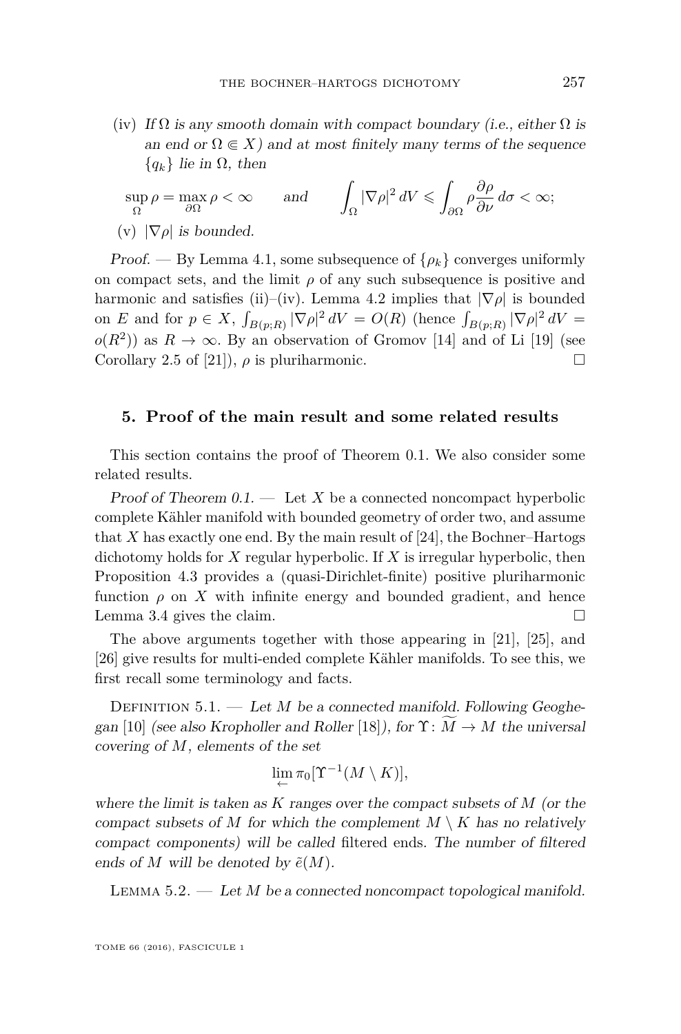(iv) *If $\Omega$ is any smooth domain with compact boundary (i.e., either $\Omega$ is an end or $\Omega \Subset X$) and at most finitely many terms of the sequence $\{q_k\}$ lie in $\Omega$, then*

$$\sup_{\Omega} \rho = \max_{\partial\Omega} \rho < \infty \qquad \text{and} \qquad \int_{\Omega} |\nabla\rho|^2 \, dV \leqslant \int_{\partial\Omega} \rho \frac{\partial\rho}{\partial\nu} \, d\sigma < \infty;$$

(v) *$|\nabla\rho|$ is bounded.*

*Proof.* — By Lemma 4.1, some subsequence of $\{\rho_k\}$ converges uniformly on compact sets, and the limit $\rho$ of any such subsequence is positive and harmonic and satisfies (ii)–(iv). Lemma 4.2 implies that $|\nabla\rho|$ is bounded on $E$ and for $p \in X$, $\int_{B(p;R)} |\nabla\rho|^2 \, dV = O(R)$ (hence $\int_{B(p;R)} |\nabla\rho|^2 \, dV = o(R^2)$) as $R \to \infty$. By an observation of Gromov [14] and of Li [19] (see Corollary 2.5 of [21]), $\rho$ is pluriharmonic. □

## 5. Proof of the main result and some related results

This section contains the proof of Theorem 0.1. We also consider some related results.

*Proof of Theorem 0.1.* — Let $X$ be a connected noncompact hyperbolic complete Kähler manifold with bounded geometry of order two, and assume that $X$ has exactly one end. By the main result of [24], the Bochner–Hartogs dichotomy holds for $X$ regular hyperbolic. If $X$ is irregular hyperbolic, then Proposition 4.3 provides a (quasi-Dirichlet-finite) positive pluriharmonic function $\rho$ on $X$ with infinite energy and bounded gradient, and hence Lemma 3.4 gives the claim. □

The above arguments together with those appearing in [21], [25], and [26] give results for multi-ended complete Kähler manifolds. To see this, we first recall some terminology and facts.

Definition 5.1. — *Let $M$ be a connected manifold. Following Geoghegan [10] (see also Kropholler and Roller [18]), for $\Upsilon \colon \widetilde{M} \to M$ the universal covering of $M$, elements of the set*

$$\lim_{\leftarrow} \pi_0[\Upsilon^{-1}(M \setminus K)],$$

*where the limit is taken as $K$ ranges over the compact subsets of $M$ (or the compact subsets of $M$ for which the complement $M \setminus K$ has no relatively compact components) will be called* filtered ends. *The number of filtered ends of $M$ will be denoted by $\tilde{e}(M)$.*

Lemma 5.2. — *Let $M$ be a connected noncompact topological manifold.*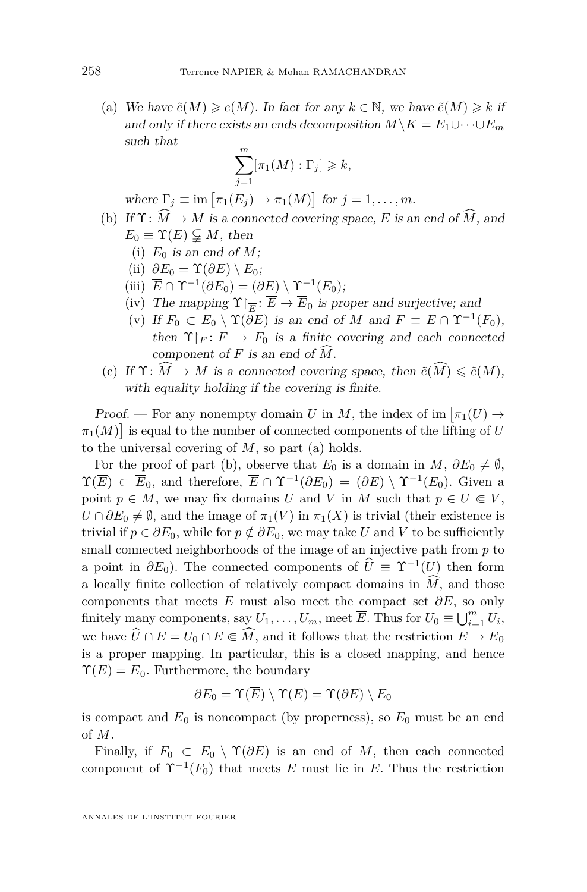(a) *We have $\tilde{e}(M) \geqslant e(M)$. In fact for any $k \in \mathbb{N}$, we have $\tilde{e}(M) \geqslant k$ if and only if there exists an ends decomposition $M \setminus K = E_1 \cup \cdots \cup E_m$ such that*

$$\sum_{j=1}^{m} [\pi_1(M) : \Gamma_j] \geqslant k,$$

*where $\Gamma_j \equiv \operatorname{im}\left[\pi_1(E_j) \to \pi_1(M)\right]$ for $j = 1, \ldots, m$.*

(b) *If $\Upsilon \colon \widehat{M} \to M$ is a connected covering space, $E$ is an end of $\widehat{M}$, and $E_0 \equiv \Upsilon(E) \subsetneq M$, then*

  (i) *$E_0$ is an end of $M$;*

  (ii) *$\partial E_0 = \Upsilon(\partial E) \setminus E_0$;*

  (iii) *$\overline{E} \cap \Upsilon^{-1}(\partial E_0) = (\partial E) \setminus \Upsilon^{-1}(E_0)$;*

  (iv) *The mapping $\Upsilon\restriction_{\overline{E}} \colon \overline{E} \to \overline{E}_0$ is proper and surjective; and*

  (v) *If $F_0 \subset E_0 \setminus \Upsilon(\partial E)$ is an end of $M$ and $F \equiv E \cap \Upsilon^{-1}(F_0)$, then $\Upsilon\restriction_F \colon F \to F_0$ is a finite covering and each connected component of $F$ is an end of $\widehat{M}$.*

(c) *If $\Upsilon \colon \widehat{M} \to M$ is a connected covering space, then $\tilde{e}(\widehat{M}) \leqslant \tilde{e}(M)$, with equality holding if the covering is finite.*

*Proof.* — For any nonempty domain $U$ in $M$, the index of $\operatorname{im}\left[\pi_1(U) \to \pi_1(M)\right]$ is equal to the number of connected components of the lifting of $U$ to the universal covering of $M$, so part (a) holds.

For the proof of part (b), observe that $E_0$ is a domain in $M$, $\partial E_0 \neq \emptyset$, $\Upsilon(\overline{E}) \subset \overline{E}_0$, and therefore, $\overline{E} \cap \Upsilon^{-1}(\partial E_0) = (\partial E) \setminus \Upsilon^{-1}(E_0)$. Given a point $p \in M$, we may fix domains $U$ and $V$ in $M$ such that $p \in U \Subset V$, $U \cap \partial E_0 \neq \emptyset$, and the image of $\pi_1(V)$ in $\pi_1(X)$ is trivial (their existence is trivial if $p \in \partial E_0$, while for $p \notin \partial E_0$, we may take $U$ and $V$ to be sufficiently small connected neighborhoods of the image of an injective path from $p$ to a point in $\partial E_0$). The connected components of $\widehat{U} \equiv \Upsilon^{-1}(U)$ then form a locally finite collection of relatively compact domains in $\widehat{M}$, and those components that meets $\overline{E}$ must also meet the compact set $\partial E$, so only finitely many components, say $U_1, \ldots, U_m$, meet $\overline{E}$. Thus for $U_0 \equiv \bigcup_{i=1}^{m} U_i$, we have $\widehat{U} \cap \overline{E} = U_0 \cap \overline{E} \Subset \widehat{M}$, and it follows that the restriction $\overline{E} \to \overline{E}_0$ is a proper mapping. In particular, this is a closed mapping, and hence $\Upsilon(\overline{E}) = \overline{E}_0$. Furthermore, the boundary

$$\partial E_0 = \Upsilon(\overline{E}) \setminus \Upsilon(E) = \Upsilon(\partial E) \setminus E_0$$

is compact and $\overline{E}_0$ is noncompact (by properness), so $E_0$ must be an end of $M$.

Finally, if $F_0 \subset E_0 \setminus \Upsilon(\partial E)$ is an end of $M$, then each connected component of $\Upsilon^{-1}(F_0)$ that meets $E$ must lie in $E$. Thus the restriction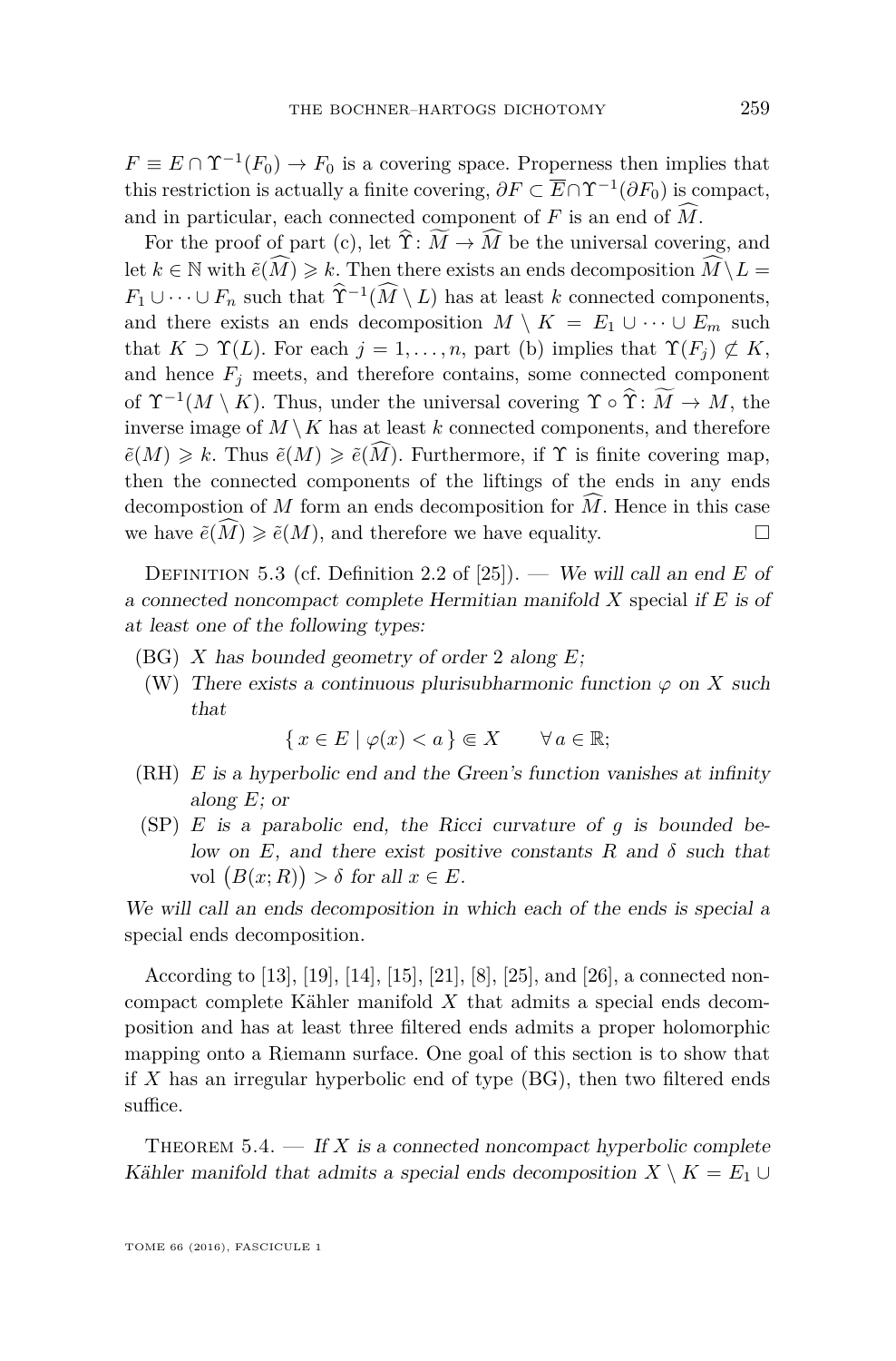$F \equiv E \cap \Upsilon^{-1}(F_0) \to F_0$ is a covering space. Properness then implies that this restriction is actually a finite covering, $\partial F \subset \overline{E} \cap \Upsilon^{-1}(\partial F_0)$ is compact, and in particular, each connected component of $F$ is an end of $\widehat{M}$.

For the proof of part (c), let $\widehat{\Upsilon} \colon \widetilde{M} \to \widehat{M}$ be the universal covering, and let $k \in \mathbb{N}$ with $\tilde{e}(\widehat{M}) \geqslant k$. Then there exists an ends decomposition $\widehat{M} \setminus L = F_1 \cup \cdots \cup F_n$ such that $\widehat{\Upsilon}^{-1}(\widehat{M} \setminus L)$ has at least $k$ connected components, and there exists an ends decomposition $M \setminus K = E_1 \cup \cdots \cup E_m$ such that $K \supset \Upsilon(L)$. For each $j = 1, \ldots, n$, part (b) implies that $\Upsilon(F_j) \not\subset K$, and hence $F_j$ meets, and therefore contains, some connected component of $\Upsilon^{-1}(M \setminus K)$. Thus, under the universal covering $\Upsilon \circ \widehat{\Upsilon} \colon \widetilde{M} \to M$, the inverse image of $M \setminus K$ has at least $k$ connected components, and therefore $\tilde{e}(M) \geqslant k$. Thus $\tilde{e}(M) \geqslant \tilde{e}(\widehat{M})$. Furthermore, if $\Upsilon$ is finite covering map, then the connected components of the liftings of the ends in any ends decompostion of $M$ form an ends decomposition for $\widehat{M}$. Hence in this case we have $\tilde{e}(\widehat{M}) \geqslant \tilde{e}(M)$, and therefore we have equality. □

Definition 5.3 (cf. Definition 2.2 of [25]). — *We will call an end $E$ of a connected noncompact complete Hermitian manifold $X$* special *if $E$ is of at least one of the following types:*

- (BG) *$X$ has bounded geometry of order 2 along $E$;*
- (W) *There exists a continuous plurisubharmonic function $\varphi$ on $X$ such that*
$$\{\, x \in E \mid \varphi(x) < a \,\} \Subset X \qquad \forall\, a \in \mathbb{R};$$
- (RH) *$E$ is a hyperbolic end and the Green's function vanishes at infinity along $E$; or*
- (SP) *$E$ is a parabolic end, the Ricci curvature of $g$ is bounded below on $E$, and there exist positive constants $R$ and $\delta$ such that $\mathrm{vol}\,\big(B(x;R)\big) > \delta$ for all $x \in E$.*

*We will call an ends decomposition in which each of the ends is special a* special ends decomposition.

According to [13], [19], [14], [15], [21], [8], [25], and [26], a connected noncompact complete Kähler manifold $X$ that admits a special ends decomposition and has at least three filtered ends admits a proper holomorphic mapping onto a Riemann surface. One goal of this section is to show that if $X$ has an irregular hyperbolic end of type (BG), then two filtered ends suffice.

Theorem 5.4. — *If $X$ is a connected noncompact hyperbolic complete Kähler manifold that admits a special ends decomposition $X \setminus K = E_1 \cup$*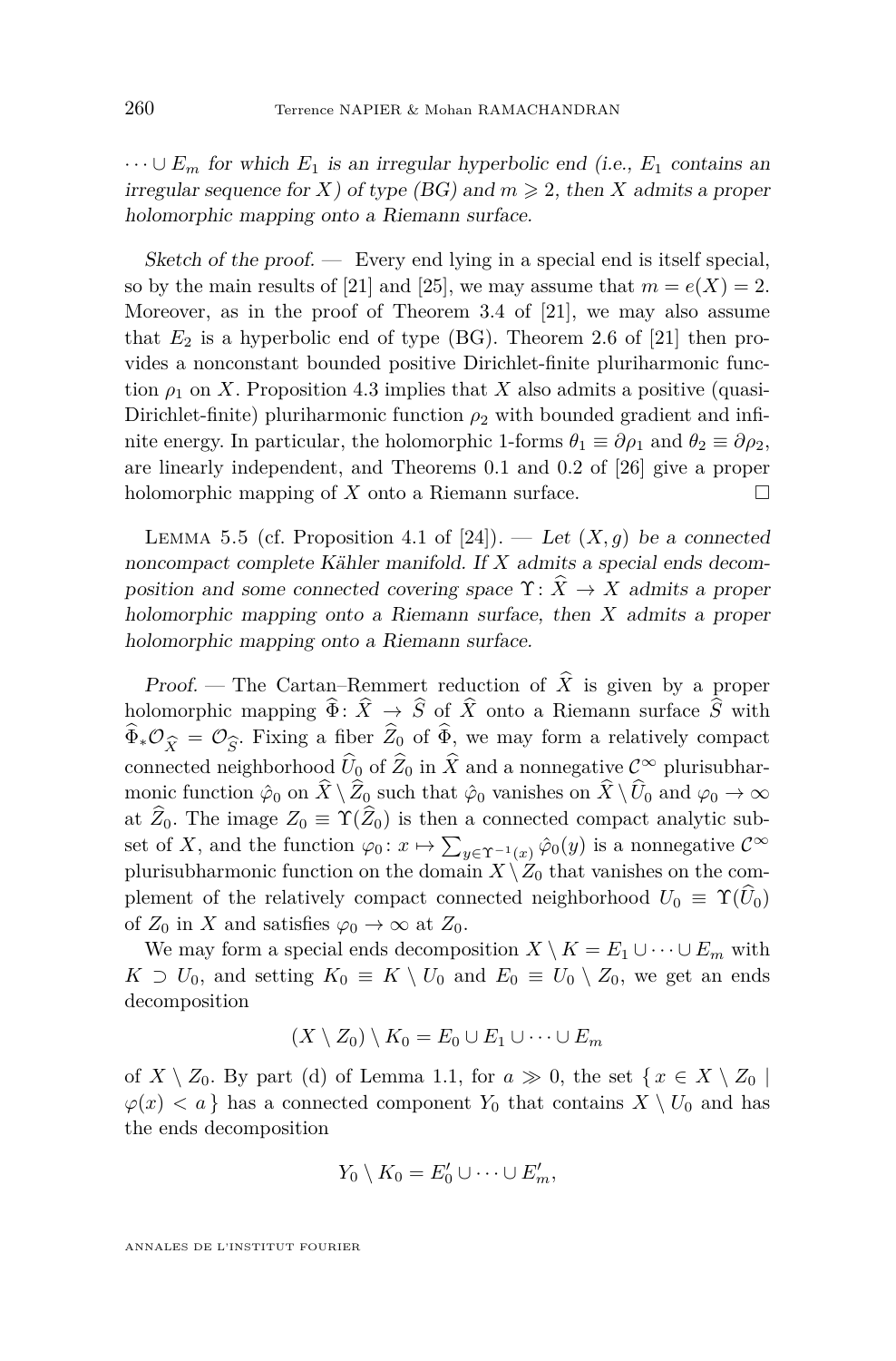$\cdots \cup E_m$ *for which* $E_1$ *is an irregular hyperbolic end (i.e.,* $E_1$ *contains an irregular sequence for* $X$*) of type (BG) and* $m \geqslant 2$*, then* $X$ *admits a proper holomorphic mapping onto a Riemann surface.*

*Sketch of the proof.* — Every end lying in a special end is itself special, so by the main results of [21] and [25], we may assume that $m = e(X) = 2$. Moreover, as in the proof of Theorem 3.4 of [21], we may also assume that $E_2$ is a hyperbolic end of type (BG). Theorem 2.6 of [21] then provides a nonconstant bounded positive Dirichlet-finite pluriharmonic function $\rho_1$ on $X$. Proposition 4.3 implies that $X$ also admits a positive (quasi-Dirichlet-finite) pluriharmonic function $\rho_2$ with bounded gradient and infinite energy. In particular, the holomorphic 1-forms $\theta_1 \equiv \partial\rho_1$ and $\theta_2 \equiv \partial\rho_2$, are linearly independent, and Theorems 0.1 and 0.2 of [26] give a proper holomorphic mapping of $X$ onto a Riemann surface. □

Lemma 5.5 (cf. Proposition 4.1 of [24]). — *Let* $(X, g)$ *be a connected noncompact complete Kähler manifold. If* $X$ *admits a special ends decomposition and some connected covering space* $\Upsilon\colon \widehat{X} \to X$ *admits a proper holomorphic mapping onto a Riemann surface, then* $X$ *admits a proper holomorphic mapping onto a Riemann surface.*

*Proof.* — The Cartan–Remmert reduction of $\widehat{X}$ is given by a proper holomorphic mapping $\widehat{\Phi}\colon \widehat{X} \to \widehat{S}$ of $\widehat{X}$ onto a Riemann surface $\widehat{S}$ with $\widehat{\Phi}_*\mathcal{O}_{\widehat{X}} = \mathcal{O}_{\widehat{S}}$. Fixing a fiber $\widehat{Z}_0$ of $\widehat{\Phi}$, we may form a relatively compact connected neighborhood $\widehat{U}_0$ of $\widehat{Z}_0$ in $\widehat{X}$ and a nonnegative $\mathcal{C}^\infty$ plurisubharmonic function $\hat{\varphi}_0$ on $\widehat{X} \setminus \widehat{Z}_0$ such that $\hat{\varphi}_0$ vanishes on $\widehat{X} \setminus \widehat{U}_0$ and $\varphi_0 \to \infty$ at $\widehat{Z}_0$. The image $Z_0 \equiv \Upsilon(\widehat{Z}_0)$ is then a connected compact analytic subset of $X$, and the function $\varphi_0\colon x \mapsto \sum_{y \in \Upsilon^{-1}(x)} \hat{\varphi}_0(y)$ is a nonnegative $\mathcal{C}^\infty$ plurisubharmonic function on the domain $X \setminus Z_0$ that vanishes on the complement of the relatively compact connected neighborhood $U_0 \equiv \Upsilon(\widehat{U}_0)$ of $Z_0$ in $X$ and satisfies $\varphi_0 \to \infty$ at $Z_0$.

We may form a special ends decomposition $X \setminus K = E_1 \cup \cdots \cup E_m$ with $K \supset U_0$, and setting $K_0 \equiv K \setminus U_0$ and $E_0 \equiv U_0 \setminus Z_0$, we get an ends decomposition

$$(X \setminus Z_0) \setminus K_0 = E_0 \cup E_1 \cup \cdots \cup E_m$$

of $X \setminus Z_0$. By part (d) of Lemma 1.1, for $a \gg 0$, the set $\{\, x \in X \setminus Z_0 \mid \varphi(x) < a \,\}$ has a connected component $Y_0$ that contains $X \setminus U_0$ and has the ends decomposition

$$Y_0 \setminus K_0 = E'_0 \cup \cdots \cup E'_m,$$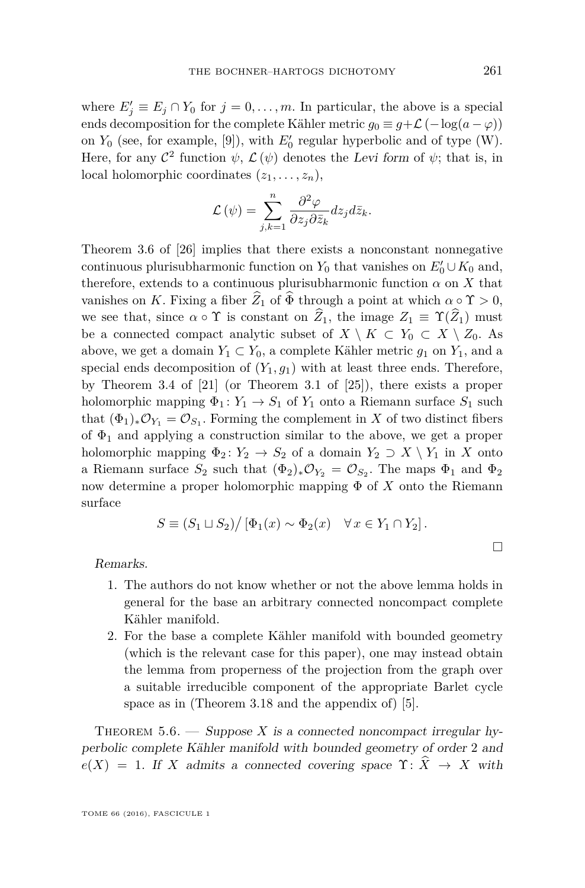where $E'_j \equiv E_j \cap Y_0$ for $j = 0, \ldots, m$. In particular, the above is a special ends decomposition for the complete Kähler metric $g_0 \equiv g + \mathcal{L}\left(-\log(a - \varphi)\right)$ on $Y_0$ (see, for example, [9]), with $E'_0$ regular hyperbolic and of type (W). Here, for any $\mathcal{C}^2$ function $\psi$, $\mathcal{L}\left(\psi\right)$ denotes the *Levi form* of $\psi$; that is, in local holomorphic coordinates $(z_1, \ldots, z_n)$,

$$\mathcal{L}\left(\psi\right) = \sum_{j,k=1}^{n} \frac{\partial^2 \varphi}{\partial z_j \partial \bar{z}_k} dz_j d\bar{z}_k.$$

Theorem 3.6 of [26] implies that there exists a nonconstant nonnegative continuous plurisubharmonic function on $Y_0$ that vanishes on $E'_0 \cup K_0$ and, therefore, extends to a continuous plurisubharmonic function $\alpha$ on $X$ that vanishes on $K$. Fixing a fiber $\widehat{Z}_1$ of $\widehat{\Phi}$ through a point at which $\alpha \circ \Upsilon > 0$, we see that, since $\alpha \circ \Upsilon$ is constant on $\widehat{Z}_1$, the image $Z_1 \equiv \Upsilon(\widehat{Z}_1)$ must be a connected compact analytic subset of $X \setminus K \subset Y_0 \subset X \setminus Z_0$. As above, we get a domain $Y_1 \subset Y_0$, a complete Kähler metric $g_1$ on $Y_1$, and a special ends decomposition of $(Y_1, g_1)$ with at least three ends. Therefore, by Theorem 3.4 of [21] (or Theorem 3.1 of [25]), there exists a proper holomorphic mapping $\Phi_1 \colon Y_1 \to S_1$ of $Y_1$ onto a Riemann surface $S_1$ such that $(\Phi_1)_* \mathcal{O}_{Y_1} = \mathcal{O}_{S_1}$. Forming the complement in $X$ of two distinct fibers of $\Phi_1$ and applying a construction similar to the above, we get a proper holomorphic mapping $\Phi_2 \colon Y_2 \to S_2$ of a domain $Y_2 \supset X \setminus Y_1$ in $X$ onto a Riemann surface $S_2$ such that $(\Phi_2)_* \mathcal{O}_{Y_2} = \mathcal{O}_{S_2}$. The maps $\Phi_1$ and $\Phi_2$ now determine a proper holomorphic mapping $\Phi$ of $X$ onto the Riemann surface

$$S \equiv (S_1 \sqcup S_2) \big/ \left[\Phi_1(x) \sim \Phi_2(x) \quad \forall\, x \in Y_1 \cap Y_2\right].$$

□

*Remarks.*

1. The authors do not know whether or not the above lemma holds in general for the base an arbitrary connected noncompact complete Kähler manifold.
2. For the base a complete Kähler manifold with bounded geometry (which is the relevant case for this paper), one may instead obtain the lemma from properness of the projection from the graph over a suitable irreducible component of the appropriate Barlet cycle space as in (Theorem 3.18 and the appendix of) [5].

Theorem 5.6. — *Suppose $X$ is a connected noncompact irregular hyperbolic complete Kähler manifold with bounded geometry of order 2 and $e(X) = 1$. If $X$ admits a connected covering space $\Upsilon \colon \widehat{X} \to X$ with*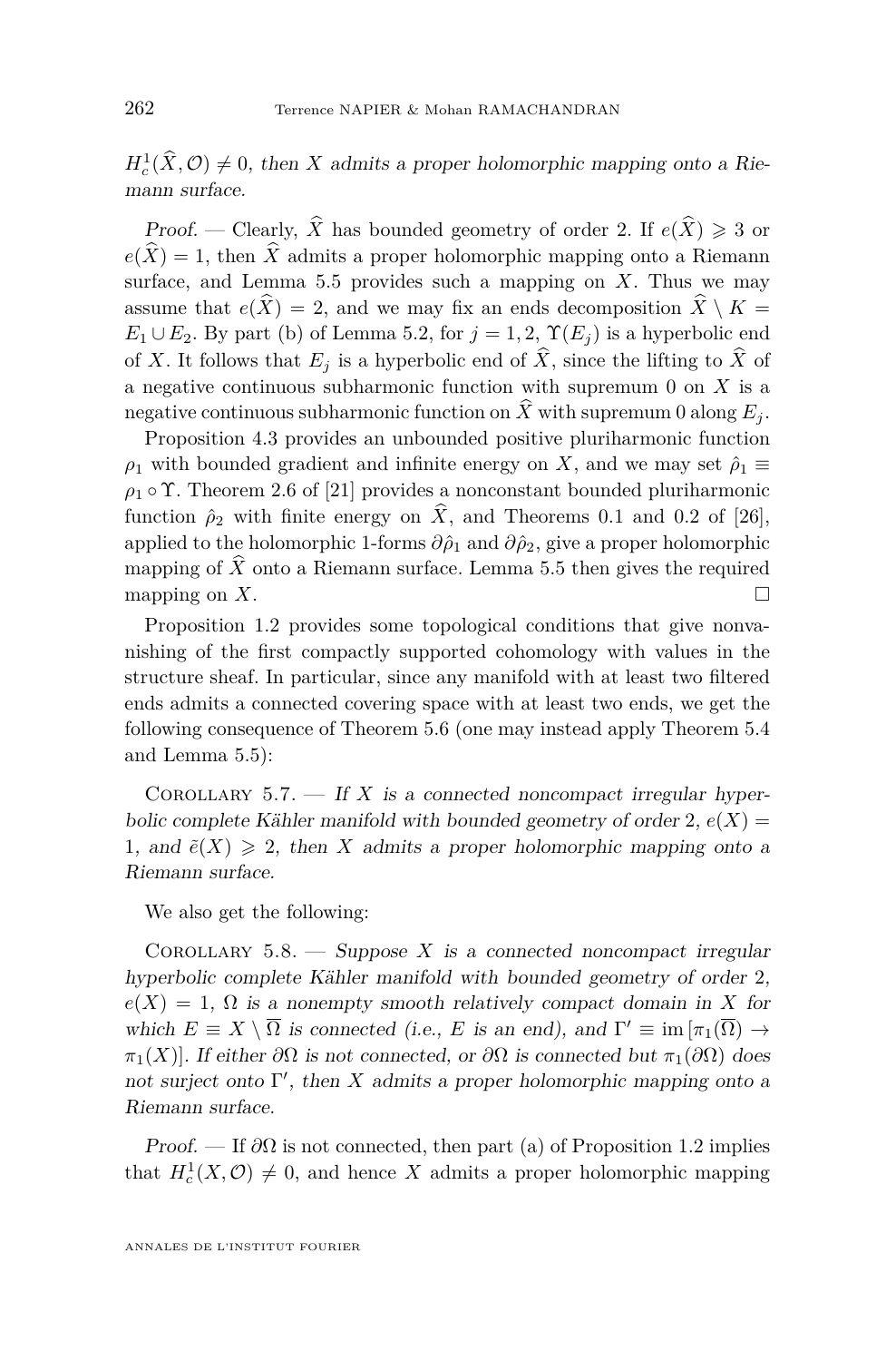$H^1_c(\widehat{X}, \mathcal{O}) \neq 0$*, then* $X$ *admits a proper holomorphic mapping onto a Riemann surface.*

*Proof.* — Clearly, $\widehat{X}$ has bounded geometry of order 2. If $e(\widehat{X}) \geqslant 3$ or $e(\widehat{X}) = 1$, then $\widehat{X}$ admits a proper holomorphic mapping onto a Riemann surface, and Lemma 5.5 provides such a mapping on $X$. Thus we may assume that $e(\widehat{X}) = 2$, and we may fix an ends decomposition $\widehat{X} \setminus K = E_1 \cup E_2$. By part (b) of Lemma 5.2, for $j = 1, 2$, $\Upsilon(E_j)$ is a hyperbolic end of $X$. It follows that $E_j$ is a hyperbolic end of $\widehat{X}$, since the lifting to $\widehat{X}$ of a negative continuous subharmonic function with supremum 0 on $X$ is a negative continuous subharmonic function on $\widehat{X}$ with supremum 0 along $E_j$.

Proposition 4.3 provides an unbounded positive pluriharmonic function $\rho_1$ with bounded gradient and infinite energy on $X$, and we may set $\hat{\rho}_1 \equiv \rho_1 \circ \Upsilon$. Theorem 2.6 of [21] provides a nonconstant bounded pluriharmonic function $\hat{\rho}_2$ with finite energy on $\widehat{X}$, and Theorems 0.1 and 0.2 of [26], applied to the holomorphic 1-forms $\partial\hat{\rho}_1$ and $\partial\hat{\rho}_2$, give a proper holomorphic mapping of $\widehat{X}$ onto a Riemann surface. Lemma 5.5 then gives the required mapping on $X$. $\square$

Proposition 1.2 provides some topological conditions that give nonvanishing of the first compactly supported cohomology with values in the structure sheaf. In particular, since any manifold with at least two filtered ends admits a connected covering space with at least two ends, we get the following consequence of Theorem 5.6 (one may instead apply Theorem 5.4 and Lemma 5.5):

Corollary 5.7. — *If $X$ is a connected noncompact irregular hyperbolic complete Kähler manifold with bounded geometry of order 2, $e(X) = 1$, and $\tilde{e}(X) \geqslant 2$, then $X$ admits a proper holomorphic mapping onto a Riemann surface.*

We also get the following:

Corollary 5.8. — *Suppose $X$ is a connected noncompact irregular hyperbolic complete Kähler manifold with bounded geometry of order 2, $e(X) = 1$, $\Omega$ is a nonempty smooth relatively compact domain in $X$ for which $E \equiv X \setminus \overline{\Omega}$ is connected (i.e., $E$ is an end), and $\Gamma' \equiv \operatorname{im}[\pi_1(\overline{\Omega}) \to \pi_1(X)]$. If either $\partial\Omega$ is not connected, or $\partial\Omega$ is connected but $\pi_1(\partial\Omega)$ does not surject onto $\Gamma'$, then $X$ admits a proper holomorphic mapping onto a Riemann surface.*

*Proof.* — If $\partial\Omega$ is not connected, then part (a) of Proposition 1.2 implies that $H^1_c(X, \mathcal{O}) \neq 0$, and hence $X$ admits a proper holomorphic mapping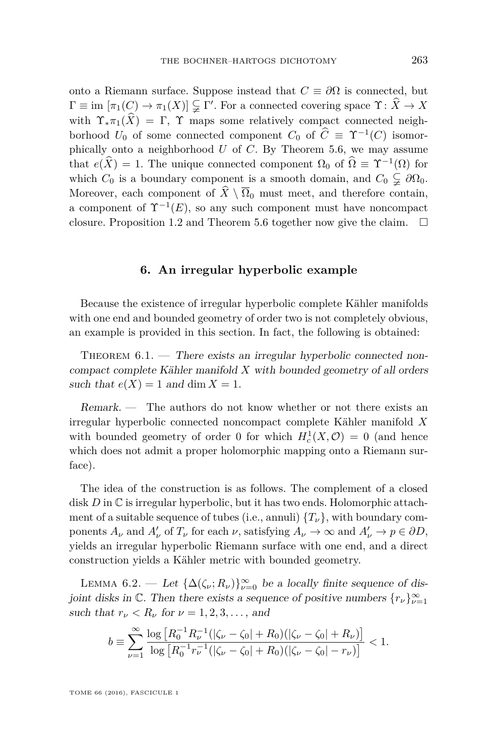onto a Riemann surface. Suppose instead that $C \equiv \partial\Omega$ is connected, but $\Gamma \equiv \mathrm{im}\,[\pi_1(C) \to \pi_1(X)] \subsetneqq \Gamma'$. For a connected covering space $\Upsilon \colon \widehat{X} \to X$ with $\Upsilon_* \pi_1(\widehat{X}) = \Gamma$, $\Upsilon$ maps some relatively compact connected neighborhood $U_0$ of some connected component $C_0$ of $\widehat{C} \equiv \Upsilon^{-1}(C)$ isomorphically onto a neighborhood $U$ of $C$. By Theorem 5.6, we may assume that $e(\widehat{X}) = 1$. The unique connected component $\Omega_0$ of $\widehat{\Omega} \equiv \Upsilon^{-1}(\Omega)$ for which $C_0$ is a boundary component is a smooth domain, and $C_0 \subsetneqq \partial\Omega_0$. Moreover, each component of $\widehat{X} \setminus \overline{\Omega}_0$ must meet, and therefore contain, a component of $\Upsilon^{-1}(E)$, so any such component must have noncompact closure. Proposition 1.2 and Theorem 5.6 together now give the claim. $\square$

## 6. An irregular hyperbolic example

Because the existence of irregular hyperbolic complete Kähler manifolds with one end and bounded geometry of order two is not completely obvious, an example is provided in this section. In fact, the following is obtained:

Theorem 6.1. — *There exists an irregular hyperbolic connected noncompact complete Kähler manifold $X$ with bounded geometry of all orders such that $e(X) = 1$ and $\dim X = 1$.*

*Remark.* — The authors do not know whether or not there exists an irregular hyperbolic connected noncompact complete Kähler manifold $X$ with bounded geometry of order 0 for which $H^1_c(X, \mathcal{O}) = 0$ (and hence which does not admit a proper holomorphic mapping onto a Riemann surface).

The idea of the construction is as follows. The complement of a closed disk $D$ in $\mathbb{C}$ is irregular hyperbolic, but it has two ends. Holomorphic attachment of a suitable sequence of tubes (i.e., annuli) $\{T_\nu\}$, with boundary components $A_\nu$ and $A'_\nu$ of $T_\nu$ for each $\nu$, satisfying $A_\nu \to \infty$ and $A'_\nu \to p \in \partial D$, yields an irregular hyperbolic Riemann surface with one end, and a direct construction yields a Kähler metric with bounded geometry.

Lemma 6.2. — *Let $\{\Delta(\zeta_\nu; R_\nu)\}_{\nu=0}^{\infty}$ be a locally finite sequence of disjoint disks in $\mathbb{C}$. Then there exists a sequence of positive numbers $\{r_\nu\}_{\nu=1}^{\infty}$ such that $r_\nu < R_\nu$ for $\nu = 1, 2, 3, \ldots$, and*

$$b \equiv \sum_{\nu=1}^{\infty} \frac{\log\left[R_0^{-1} R_\nu^{-1} (|\zeta_\nu - \zeta_0| + R_0)(|\zeta_\nu - \zeta_0| + R_\nu)\right]}{\log\left[R_0^{-1} r_\nu^{-1} (|\zeta_\nu - \zeta_0| + R_0)(|\zeta_\nu - \zeta_0| - r_\nu)\right]} < 1.$$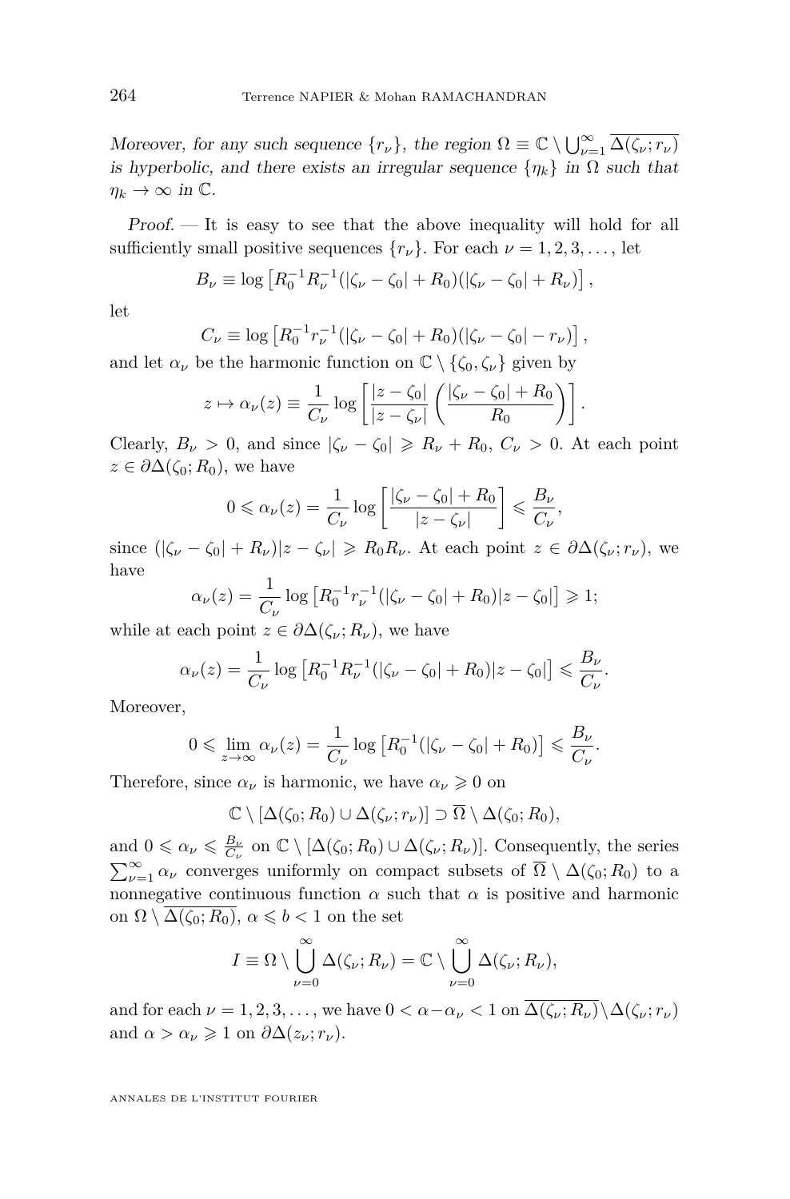*Moreover, for any such sequence $\{r_\nu\}$, the region $\Omega \equiv \mathbb{C} \setminus \bigcup_{\nu=1}^{\infty} \overline{\Delta(\zeta_\nu; r_\nu)}$ is hyperbolic, and there exists an irregular sequence $\{\eta_k\}$ in $\Omega$ such that $\eta_k \to \infty$ in $\mathbb{C}$.*

*Proof.* — It is easy to see that the above inequality will hold for all sufficiently small positive sequences $\{r_\nu\}$. For each $\nu = 1, 2, 3, \ldots$, let

$$B_\nu \equiv \log \left[ R_0^{-1} R_\nu^{-1} (|\zeta_\nu - \zeta_0| + R_0)(|\zeta_\nu - \zeta_0| + R_\nu) \right],$$

let

$$C_\nu \equiv \log \left[ R_0^{-1} r_\nu^{-1} (|\zeta_\nu - \zeta_0| + R_0)(|\zeta_\nu - \zeta_0| - r_\nu) \right],$$

and let $\alpha_\nu$ be the harmonic function on $\mathbb{C} \setminus \{\zeta_0, \zeta_\nu\}$ given by

$$z \mapsto \alpha_\nu(z) \equiv \frac{1}{C_\nu} \log \left[ \frac{|z - \zeta_0|}{|z - \zeta_\nu|} \left( \frac{|\zeta_\nu - \zeta_0| + R_0}{R_0} \right) \right].$$

Clearly, $B_\nu > 0$, and since $|\zeta_\nu - \zeta_0| \geqslant R_\nu + R_0$, $C_\nu > 0$. At each point $z \in \partial\Delta(\zeta_0; R_0)$, we have

$$0 \leqslant \alpha_\nu(z) = \frac{1}{C_\nu} \log \left[ \frac{|\zeta_\nu - \zeta_0| + R_0}{|z - \zeta_\nu|} \right] \leqslant \frac{B_\nu}{C_\nu},$$

since $(|\zeta_\nu - \zeta_0| + R_\nu)|z - \zeta_\nu| \geqslant R_0 R_\nu$. At each point $z \in \partial\Delta(\zeta_\nu; r_\nu)$, we have

$$\alpha_\nu(z) = \frac{1}{C_\nu} \log \left[ R_0^{-1} r_\nu^{-1} (|\zeta_\nu - \zeta_0| + R_0)|z - \zeta_0| \right] \geqslant 1;$$

while at each point $z \in \partial\Delta(\zeta_\nu; R_\nu)$, we have

$$\alpha_\nu(z) = \frac{1}{C_\nu} \log \left[ R_0^{-1} R_\nu^{-1} (|\zeta_\nu - \zeta_0| + R_0)|z - \zeta_0| \right] \leqslant \frac{B_\nu}{C_\nu}.$$

Moreover,

$$0 \leqslant \lim_{z \to \infty} \alpha_\nu(z) = \frac{1}{C_\nu} \log \left[ R_0^{-1} (|\zeta_\nu - \zeta_0| + R_0) \right] \leqslant \frac{B_\nu}{C_\nu}.$$

Therefore, since $\alpha_\nu$ is harmonic, we have $\alpha_\nu \geqslant 0$ on

$$\mathbb{C} \setminus [\Delta(\zeta_0; R_0) \cup \Delta(\zeta_\nu; r_\nu)] \supset \overline{\Omega} \setminus \Delta(\zeta_0; R_0),$$

and $0 \leqslant \alpha_\nu \leqslant \frac{B_\nu}{C_\nu}$ on $\mathbb{C} \setminus [\Delta(\zeta_0; R_0) \cup \Delta(\zeta_\nu; R_\nu)]$. Consequently, the series $\sum_{\nu=1}^{\infty} \alpha_\nu$ converges uniformly on compact subsets of $\overline{\Omega} \setminus \Delta(\zeta_0; R_0)$ to a nonnegative continuous function $\alpha$ such that $\alpha$ is positive and harmonic on $\Omega \setminus \overline{\Delta(\zeta_0; R_0)}$, $\alpha \leqslant b < 1$ on the set

$$I \equiv \Omega \setminus \bigcup_{\nu=0}^{\infty} \Delta(\zeta_\nu; R_\nu) = \mathbb{C} \setminus \bigcup_{\nu=0}^{\infty} \Delta(\zeta_\nu; R_\nu),$$

and for each $\nu = 1, 2, 3, \ldots$, we have $0 < \alpha - \alpha_\nu < 1$ on $\overline{\Delta(\zeta_\nu; R_\nu)} \setminus \Delta(\zeta_\nu; r_\nu)$ and $\alpha > \alpha_\nu \geqslant 1$ on $\partial\Delta(z_\nu; r_\nu)$.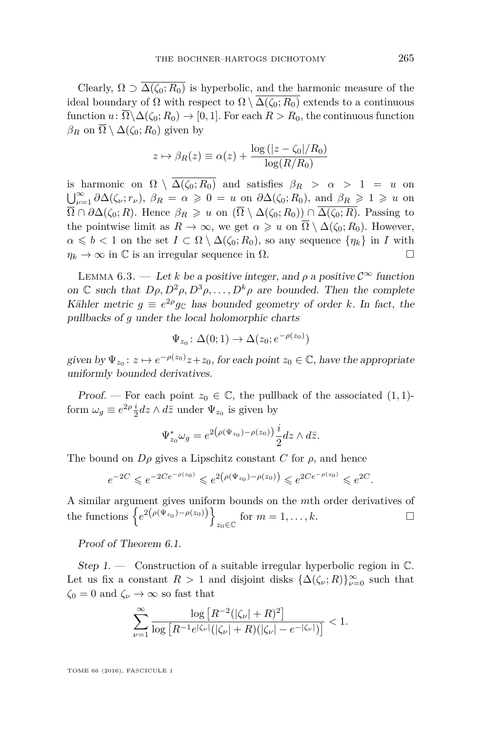Clearly, $\Omega \supset \overline{\Delta(\zeta_0; R_0)}$ is hyperbolic, and the harmonic measure of the ideal boundary of $\Omega$ with respect to $\Omega \setminus \overline{\Delta(\zeta_0; R_0)}$ extends to a continuous function $u\colon \overline{\Omega}\setminus\Delta(\zeta_0; R_0) \to [0,1]$. For each $R > R_0$, the continuous function $\beta_R$ on $\overline{\Omega} \setminus \Delta(\zeta_0; R_0)$ given by

$$z \mapsto \beta_R(z) \equiv \alpha(z) + \frac{\log(|z-\zeta_0|/R_0)}{\log(R/R_0)}$$

is harmonic on $\Omega \setminus \overline{\Delta(\zeta_0; R_0)}$ and satisfies $\beta_R > \alpha > 1 = u$ on $\bigcup_{\nu=1}^{\infty} \partial\Delta(\zeta_\nu; r_\nu)$, $\beta_R = \alpha \geqslant 0 = u$ on $\partial\Delta(\zeta_0; R_0)$, and $\beta_R \geqslant 1 \geqslant u$ on $\overline{\Omega} \cap \partial\Delta(\zeta_0; R)$. Hence $\beta_R \geqslant u$ on $(\overline{\Omega} \setminus \Delta(\zeta_0; R_0)) \cap \overline{\Delta(\zeta_0; R)}$. Passing to the pointwise limit as $R \to \infty$, we get $\alpha \geqslant u$ on $\overline{\Omega} \setminus \Delta(\zeta_0; R_0)$. However, $\alpha \leqslant b < 1$ on the set $I \subset \Omega \setminus \Delta(\zeta_0; R_0)$, so any sequence $\{\eta_k\}$ in $I$ with $\eta_k \to \infty$ in $\mathbb{C}$ is an irregular sequence in $\Omega$. □

Lemma 6.3. — *Let $k$ be a positive integer, and $\rho$ a positive $\mathcal{C}^\infty$ function on $\mathbb{C}$ such that $D\rho, D^2\rho, D^3\rho, \dots, D^k\rho$ are bounded. Then the complete Kähler metric $g \equiv e^{2\rho} g_{\mathbb{C}}$ has bounded geometry of order $k$. In fact, the pullbacks of $g$ under the local holomorphic charts*

$$\Psi_{z_0}\colon \Delta(0;1) \to \Delta(z_0; e^{-\rho(z_0)})$$

*given by $\Psi_{z_0}\colon z \mapsto e^{-\rho(z_0)}z + z_0$, for each point $z_0 \in \mathbb{C}$, have the appropriate uniformly bounded derivatives.*

*Proof.* — For each point $z_0 \in \mathbb{C}$, the pullback of the associated $(1,1)$-form $\omega_g \equiv e^{2\rho}\frac{i}{2}dz \wedge d\bar{z}$ under $\Psi_{z_0}$ is given by

$$\Psi_{z_0}^*\omega_g = e^{2\left(\rho(\Psi_{z_0}) - \rho(z_0)\right)}\frac{i}{2}dz \wedge d\bar{z}.$$

The bound on $D\rho$ gives a Lipschitz constant $C$ for $\rho$, and hence

$$e^{-2C} \leqslant e^{-2Ce^{-\rho(z_0)}} \leqslant e^{2\left(\rho(\Psi_{z_0}) - \rho(z_0)\right)} \leqslant e^{2Ce^{-\rho(z_0)}} \leqslant e^{2C}.$$

A similar argument gives uniform bounds on the $m$th order derivatives of the functions $\left\{e^{2\left(\rho(\Psi_{z_0}) - \rho(z_0)\right)}\right\}_{z_0 \in \mathbb{C}}$ for $m = 1, \dots, k$. □

*Proof of Theorem 6.1.*

*Step 1.* — Construction of a suitable irregular hyperbolic region in $\mathbb{C}$. Let us fix a constant $R > 1$ and disjoint disks $\{\Delta(\zeta_\nu; R)\}_{\nu=0}^{\infty}$ such that $\zeta_0 = 0$ and $\zeta_\nu \to \infty$ so fast that

$$\sum_{\nu=1}^{\infty} \frac{\log\left[R^{-2}(|\zeta_\nu| + R)^2\right]}{\log\left[R^{-1}e^{|\zeta_\nu|}(|\zeta_\nu| + R)(|\zeta_\nu| - e^{-|\zeta_\nu|})\right]} < 1.$$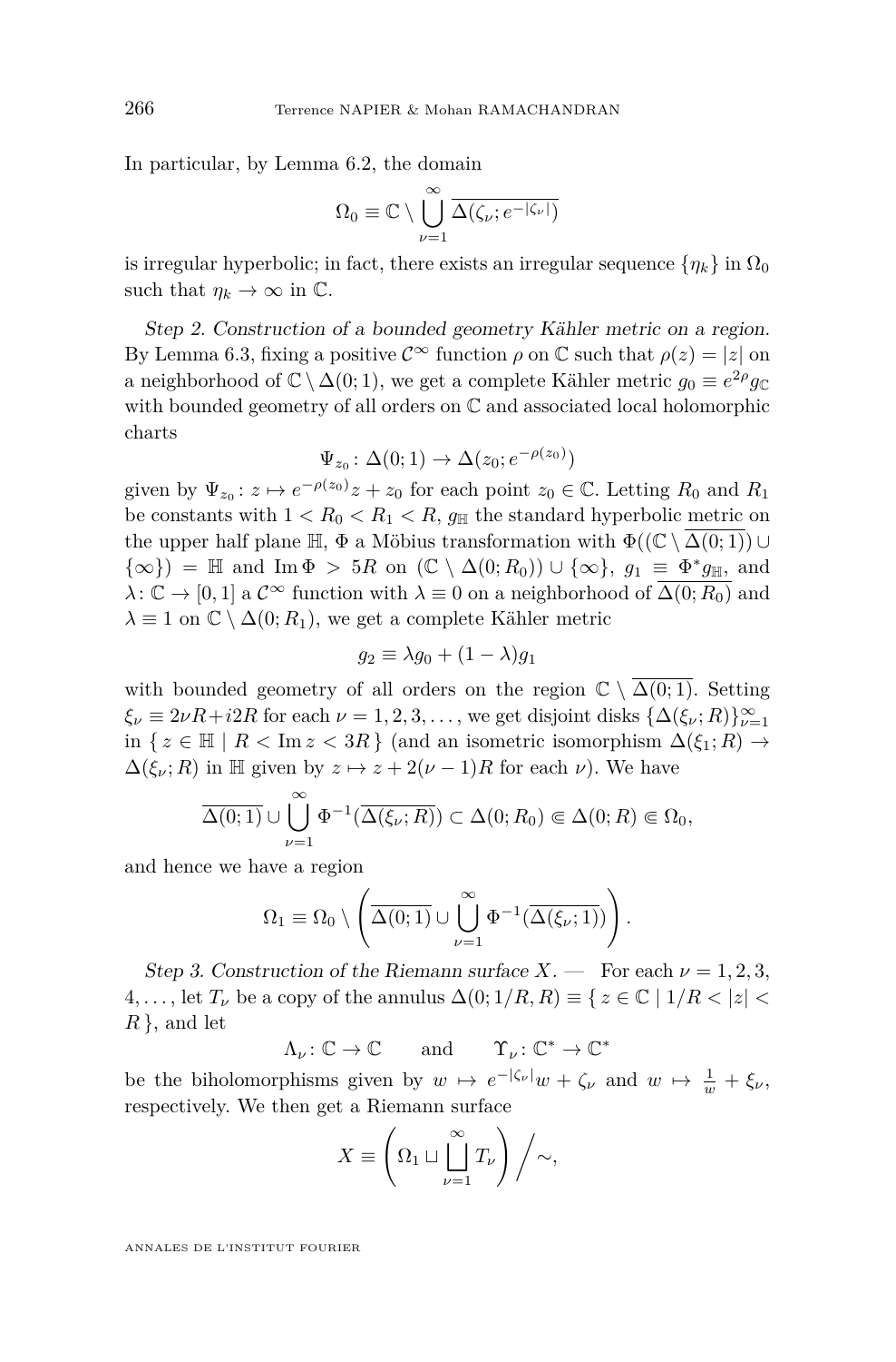In particular, by Lemma 6.2, the domain

$$\Omega_0 \equiv \mathbb{C} \setminus \bigcup_{\nu=1}^{\infty} \overline{\Delta(\zeta_\nu; e^{-|\zeta_\nu|})}$$

is irregular hyperbolic; in fact, there exists an irregular sequence $\{\eta_k\}$ in $\Omega_0$ such that $\eta_k \to \infty$ in $\mathbb{C}$.

*Step 2. Construction of a bounded geometry Kähler metric on a region.* By Lemma 6.3, fixing a positive $\mathcal{C}^\infty$ function $\rho$ on $\mathbb{C}$ such that $\rho(z) = |z|$ on a neighborhood of $\mathbb{C} \setminus \Delta(0;1)$, we get a complete Kähler metric $g_0 \equiv e^{2\rho} g_{\mathbb{C}}$ with bounded geometry of all orders on $\mathbb{C}$ and associated local holomorphic charts

$$\Psi_{z_0} \colon \Delta(0;1) \to \Delta(z_0; e^{-\rho(z_0)})$$

given by $\Psi_{z_0} \colon z \mapsto e^{-\rho(z_0)} z + z_0$ for each point $z_0 \in \mathbb{C}$. Letting $R_0$ and $R_1$ be constants with $1 < R_0 < R_1 < R$, $g_{\mathbb{H}}$ the standard hyperbolic metric on the upper half plane $\mathbb{H}$, $\Phi$ a Möbius transformation with $\Phi((\mathbb{C} \setminus \overline{\Delta(0;1)}) \cup \{\infty\}) = \mathbb{H}$ and $\operatorname{Im} \Phi > 5R$ on $(\mathbb{C} \setminus \Delta(0;R_0)) \cup \{\infty\}$, $g_1 \equiv \Phi^* g_{\mathbb{H}}$, and $\lambda \colon \mathbb{C} \to [0,1]$ a $\mathcal{C}^\infty$ function with $\lambda \equiv 0$ on a neighborhood of $\overline{\Delta(0;R_0)}$ and $\lambda \equiv 1$ on $\mathbb{C} \setminus \Delta(0;R_1)$, we get a complete Kähler metric

$$g_2 \equiv \lambda g_0 + (1-\lambda) g_1$$

with bounded geometry of all orders on the region $\mathbb{C} \setminus \overline{\Delta(0;1)}$. Setting $\xi_\nu \equiv 2\nu R + i2R$ for each $\nu = 1,2,3,\dots$, we get disjoint disks $\{\Delta(\xi_\nu;R)\}_{\nu=1}^\infty$ in $\{ z \in \mathbb{H} \mid R < \operatorname{Im} z < 3R \}$ (and an isometric isomorphism $\Delta(\xi_1;R) \to \Delta(\xi_\nu;R)$ in $\mathbb{H}$ given by $z \mapsto z + 2(\nu-1)R$ for each $\nu$). We have

$$\overline{\Delta(0;1)} \cup \bigcup_{\nu=1}^{\infty} \Phi^{-1}(\overline{\Delta(\xi_\nu;R)}) \subset \Delta(0;R_0) \Subset \Delta(0;R) \Subset \Omega_0,$$

and hence we have a region

$$\Omega_1 \equiv \Omega_0 \setminus \left( \overline{\Delta(0;1)} \cup \bigcup_{\nu=1}^{\infty} \Phi^{-1}(\overline{\Delta(\xi_\nu;1)}) \right).$$

*Step 3. Construction of the Riemann surface $X$.* — For each $\nu = 1,2,3,4,\dots$, let $T_\nu$ be a copy of the annulus $\Delta(0;1/R,R) \equiv \{ z \in \mathbb{C} \mid 1/R < |z| < R \}$, and let

$$\Lambda_\nu \colon \mathbb{C} \to \mathbb{C} \qquad \text{and} \qquad \Upsilon_\nu \colon \mathbb{C}^* \to \mathbb{C}^*$$

be the biholomorphisms given by $w \mapsto e^{-|\zeta_\nu|} w + \zeta_\nu$ and $w \mapsto \frac{1}{w} + \xi_\nu$, respectively. We then get a Riemann surface

$$X \equiv \left( \Omega_1 \sqcup \bigsqcup_{\nu=1}^{\infty} T_\nu \right) \Big/ \sim,$$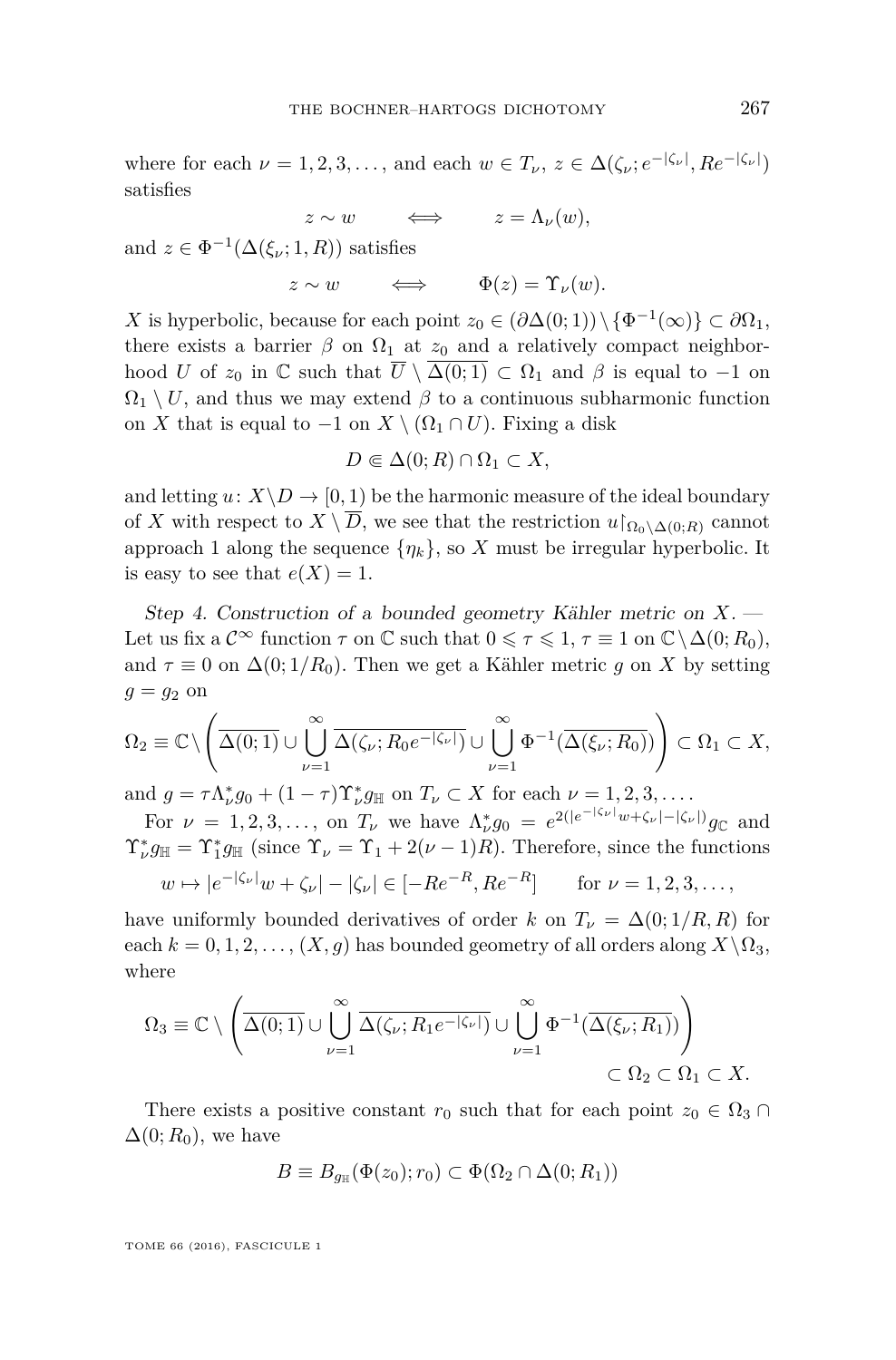where for each $\nu = 1, 2, 3, \ldots$, and each $w \in T_\nu$, $z \in \Delta(\zeta_\nu; e^{-|\zeta_\nu|}, Re^{-|\zeta_\nu|})$ satisfies

$$z \sim w \qquad \Longleftrightarrow \qquad z = \Lambda_\nu(w),$$

and $z \in \Phi^{-1}(\Delta(\xi_\nu; 1, R))$ satisfies

$$z \sim w \qquad \Longleftrightarrow \qquad \Phi(z) = \Upsilon_\nu(w).$$

$X$ is hyperbolic, because for each point $z_0 \in (\partial\Delta(0;1)) \setminus \{\Phi^{-1}(\infty)\} \subset \partial\Omega_1$, there exists a barrier $\beta$ on $\Omega_1$ at $z_0$ and a relatively compact neighborhood $U$ of $z_0$ in $\mathbb{C}$ such that $\overline{U} \setminus \overline{\Delta(0;1)} \subset \Omega_1$ and $\beta$ is equal to $-1$ on $\Omega_1 \setminus U$, and thus we may extend $\beta$ to a continuous subharmonic function on $X$ that is equal to $-1$ on $X \setminus (\Omega_1 \cap U)$. Fixing a disk

$$D \Subset \Delta(0;R) \cap \Omega_1 \subset X,$$

and letting $u \colon X \setminus D \to [0,1)$ be the harmonic measure of the ideal boundary of $X$ with respect to $X \setminus \overline{D}$, we see that the restriction $u\restriction_{\Omega_0 \setminus \Delta(0;R)}$ cannot approach 1 along the sequence $\{\eta_k\}$, so $X$ must be irregular hyperbolic. It is easy to see that $e(X) = 1$.

*Step 4. Construction of a bounded geometry Kähler metric on $X$.* — Let us fix a $\mathcal{C}^\infty$ function $\tau$ on $\mathbb{C}$ such that $0 \leqslant \tau \leqslant 1$, $\tau \equiv 1$ on $\mathbb{C} \setminus \Delta(0;R_0)$, and $\tau \equiv 0$ on $\Delta(0;1/R_0)$. Then we get a Kähler metric $g$ on $X$ by setting $g = g_2$ on

$$\Omega_2 \equiv \mathbb{C} \setminus \left( \overline{\Delta(0;1)} \cup \bigcup_{\nu=1}^{\infty} \overline{\Delta(\zeta_\nu; R_0 e^{-|\zeta_\nu|})} \cup \bigcup_{\nu=1}^{\infty} \Phi^{-1}(\overline{\Delta(\xi_\nu; R_0)}) \right) \subset \Omega_1 \subset X,$$

and $g = \tau \Lambda_\nu^* g_0 + (1-\tau)\Upsilon_\nu^* g_{\mathbb{H}}$ on $T_\nu \subset X$ for each $\nu = 1, 2, 3, \ldots$.

For $\nu = 1, 2, 3, \ldots$, on $T_\nu$ we have $\Lambda_\nu^* g_0 = e^{2(|e^{-|\zeta_\nu|}w + \zeta_\nu| - |\zeta_\nu|)} g_{\mathbb{C}}$ and $\Upsilon_\nu^* g_{\mathbb{H}} = \Upsilon_1^* g_{\mathbb{H}}$ (since $\Upsilon_\nu = \Upsilon_1 + 2(\nu-1)R$). Therefore, since the functions

$$w \mapsto |e^{-|\zeta_\nu|}w + \zeta_\nu| - |\zeta_\nu| \in [-Re^{-R}, Re^{-R}] \qquad \text{for } \nu = 1, 2, 3, \ldots,$$

have uniformly bounded derivatives of order $k$ on $T_\nu = \Delta(0; 1/R, R)$ for each $k = 0, 1, 2, \ldots$, $(X, g)$ has bounded geometry of all orders along $X \setminus \Omega_3$, where

$$\Omega_3 \equiv \mathbb{C} \setminus \left( \overline{\Delta(0;1)} \cup \bigcup_{\nu=1}^{\infty} \overline{\Delta(\zeta_\nu; R_1 e^{-|\zeta_\nu|})} \cup \bigcup_{\nu=1}^{\infty} \Phi^{-1}(\overline{\Delta(\xi_\nu; R_1)}) \right) \subset \Omega_2 \subset \Omega_1 \subset X.$$

There exists a positive constant $r_0$ such that for each point $z_0 \in \Omega_3 \cap \Delta(0; R_0)$, we have

$$B \equiv B_{g_{\mathbb{H}}}(\Phi(z_0); r_0) \subset \Phi(\Omega_2 \cap \Delta(0; R_1))$$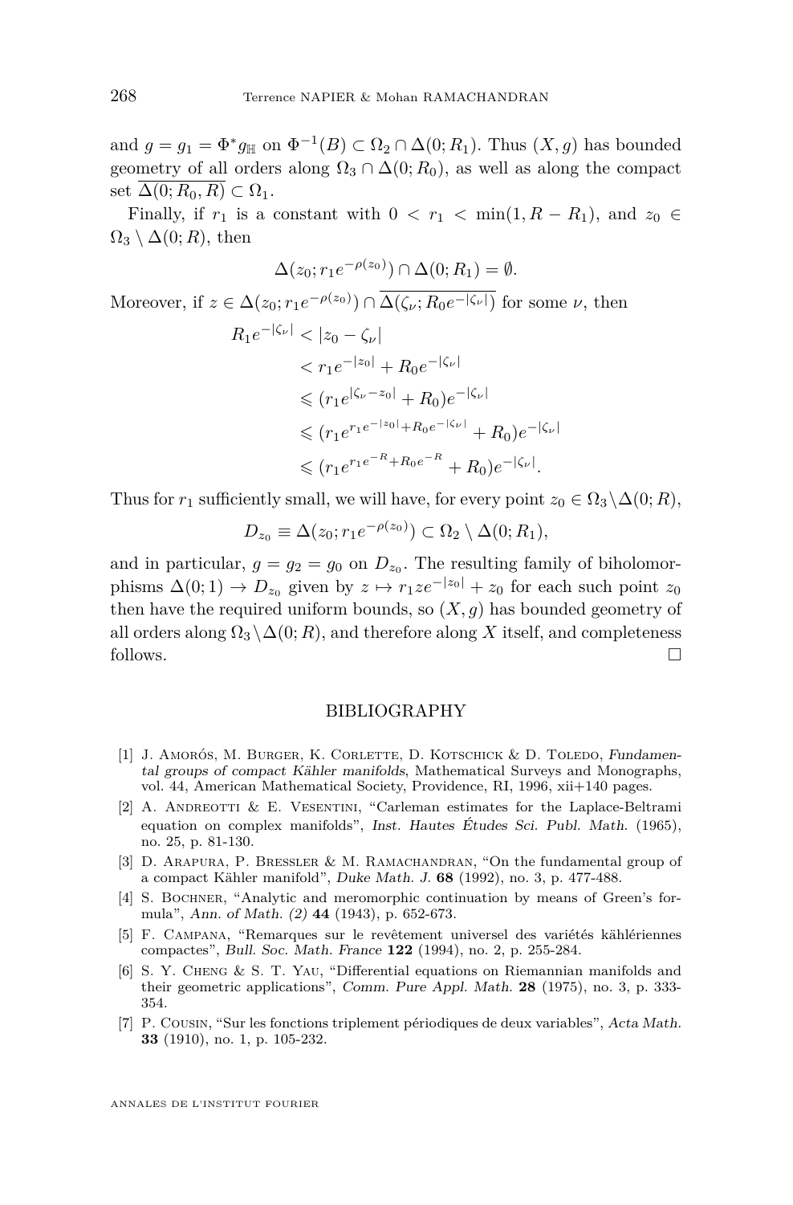and $g = g_1 = \Phi^* g_{\mathbb{H}}$ on $\Phi^{-1}(B) \subset \Omega_2 \cap \Delta(0; R_1)$. Thus $(X, g)$ has bounded geometry of all orders along $\Omega_3 \cap \Delta(0; R_0)$, as well as along the compact set $\overline{\Delta(0; R_0, R)} \subset \Omega_1$.

Finally, if $r_1$ is a constant with $0 < r_1 < \min(1, R - R_1)$, and $z_0 \in \Omega_3 \setminus \Delta(0; R)$, then

$$\Delta(z_0; r_1 e^{-\rho(z_0)}) \cap \Delta(0; R_1) = \emptyset.$$

Moreover, if $z \in \Delta(z_0; r_1 e^{-\rho(z_0)}) \cap \overline{\Delta(\zeta_\nu; R_0 e^{-|\zeta_\nu|})}$ for some $\nu$, then

$$\begin{aligned}
R_1 e^{-|\zeta_\nu|} &< |z_0 - \zeta_\nu| \\
&< r_1 e^{-|z_0|} + R_0 e^{-|\zeta_\nu|} \\
&\leqslant (r_1 e^{|\zeta_\nu - z_0|} + R_0) e^{-|\zeta_\nu|} \\
&\leqslant (r_1 e^{r_1 e^{-|z_0|} + R_0 e^{-|\zeta_\nu|}} + R_0) e^{-|\zeta_\nu|} \\
&\leqslant (r_1 e^{r_1 e^{-R} + R_0 e^{-R}} + R_0) e^{-|\zeta_\nu|}.
\end{aligned}$$

Thus for $r_1$ sufficiently small, we will have, for every point $z_0 \in \Omega_3 \setminus \Delta(0; R)$,

$$D_{z_0} \equiv \Delta(z_0; r_1 e^{-\rho(z_0)}) \subset \Omega_2 \setminus \Delta(0; R_1),$$

and in particular, $g = g_2 = g_0$ on $D_{z_0}$. The resulting family of biholomorphisms $\Delta(0; 1) \to D_{z_0}$ given by $z \mapsto r_1 z e^{-|z_0|} + z_0$ for each such point $z_0$ then have the required uniform bounds, so $(X, g)$ has bounded geometry of all orders along $\Omega_3 \setminus \Delta(0; R)$, and therefore along $X$ itself, and completeness follows. $\square$

## BIBLIOGRAPHY

[1] J. Amorós, M. Burger, K. Corlette, D. Kotschick & D. Toledo, *Fundamental groups of compact Kähler manifolds*, Mathematical Surveys and Monographs, vol. 44, American Mathematical Society, Providence, RI, 1996, xii+140 pages.

[2] A. Andreotti & E. Vesentini, "Carleman estimates for the Laplace-Beltrami equation on complex manifolds", *Inst. Hautes Études Sci. Publ. Math.* (1965), no. 25, p. 81-130.

[3] D. Arapura, P. Bressler & M. Ramachandran, "On the fundamental group of a compact Kähler manifold", *Duke Math. J.* **68** (1992), no. 3, p. 477-488.

[4] S. Bochner, "Analytic and meromorphic continuation by means of Green's formula", *Ann. of Math. (2)* **44** (1943), p. 652-673.

[5] F. Campana, "Remarques sur le revêtement universel des variétés kählériennes compactes", *Bull. Soc. Math. France* **122** (1994), no. 2, p. 255-284.

[6] S. Y. Cheng & S. T. Yau, "Differential equations on Riemannian manifolds and their geometric applications", *Comm. Pure Appl. Math.* **28** (1975), no. 3, p. 333-354.

[7] P. Cousin, "Sur les fonctions triplement périodiques de deux variables", *Acta Math.* **33** (1910), no. 1, p. 105-232.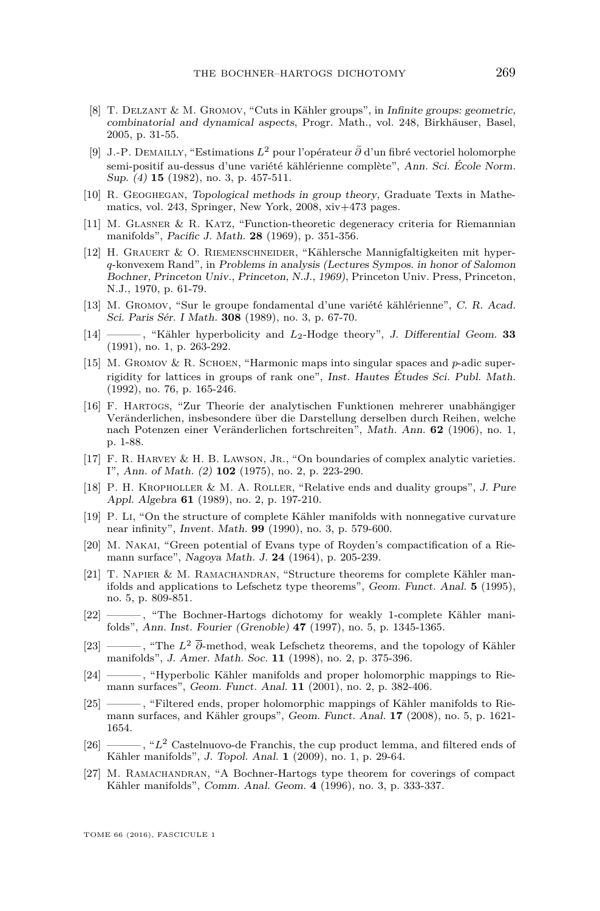[8] T. Delzant & M. Gromov, "Cuts in Kähler groups", in *Infinite groups: geometric, combinatorial and dynamical aspects*, Progr. Math., vol. 248, Birkhäuser, Basel, 2005, p. 31-55.

[9] J.-P. Demailly, "Estimations $L^2$ pour l'opérateur $\bar{\partial}$ d'un fibré vectoriel holomorphe semi-positif au-dessus d'une variété kählérienne complète", *Ann. Sci. École Norm. Sup. (4)* **15** (1982), no. 3, p. 457-511.

[10] R. Geoghegan, *Topological methods in group theory*, Graduate Texts in Mathematics, vol. 243, Springer, New York, 2008, xiv+473 pages.

[11] M. Glasner & R. Katz, "Function-theoretic degeneracy criteria for Riemannian manifolds", *Pacific J. Math.* **28** (1969), p. 351-356.

[12] H. Grauert & O. Riemenschneider, "Kählersche Mannigfaltigkeiten mit hyper-$q$-konvexem Rand", in *Problems in analysis (Lectures Sympos. in honor of Salomon Bochner, Princeton Univ., Princeton, N.J., 1969)*, Princeton Univ. Press, Princeton, N.J., 1970, p. 61-79.

[13] M. Gromov, "Sur le groupe fondamental d'une variété kählérienne", *C. R. Acad. Sci. Paris Sér. I Math.* **308** (1989), no. 3, p. 67-70.

[14] ———, "Kähler hyperbolicity and $L_2$-Hodge theory", *J. Differential Geom.* **33** (1991), no. 1, p. 263-292.

[15] M. Gromov & R. Schoen, "Harmonic maps into singular spaces and $p$-adic superrigidity for lattices in groups of rank one", *Inst. Hautes Études Sci. Publ. Math.* (1992), no. 76, p. 165-246.

[16] F. Hartogs, "Zur Theorie der analytischen Funktionen mehrerer unabhängiger Veränderlichen, insbesondere über die Darstellung derselben durch Reihen, welche nach Potenzen einer Veränderlichen fortschreiten", *Math. Ann.* **62** (1906), no. 1, p. 1-88.

[17] F. R. Harvey & H. B. Lawson, Jr., "On boundaries of complex analytic varieties. I", *Ann. of Math. (2)* **102** (1975), no. 2, p. 223-290.

[18] P. H. Kropholler & M. A. Roller, "Relative ends and duality groups", *J. Pure Appl. Algebra* **61** (1989), no. 2, p. 197-210.

[19] P. Li, "On the structure of complete Kähler manifolds with nonnegative curvature near infinity", *Invent. Math.* **99** (1990), no. 3, p. 579-600.

[20] M. Nakai, "Green potential of Evans type of Royden's compactification of a Riemann surface", *Nagoya Math. J.* **24** (1964), p. 205-239.

[21] T. Napier & M. Ramachandran, "Structure theorems for complete Kähler manifolds and applications to Lefschetz type theorems", *Geom. Funct. Anal.* **5** (1995), no. 5, p. 809-851.

[22] ———, "The Bochner-Hartogs dichotomy for weakly 1-complete Kähler manifolds", *Ann. Inst. Fourier (Grenoble)* **47** (1997), no. 5, p. 1345-1365.

[23] ———, "The $L^2$ $\overline{\partial}$-method, weak Lefschetz theorems, and the topology of Kähler manifolds", *J. Amer. Math. Soc.* **11** (1998), no. 2, p. 375-396.

[24] ———, "Hyperbolic Kähler manifolds and proper holomorphic mappings to Riemann surfaces", *Geom. Funct. Anal.* **11** (2001), no. 2, p. 382-406.

[25] ———, "Filtered ends, proper holomorphic mappings of Kähler manifolds to Riemann surfaces, and Kähler groups", *Geom. Funct. Anal.* **17** (2008), no. 5, p. 1621-1654.

[26] ———, "$L^2$ Castelnuovo-de Franchis, the cup product lemma, and filtered ends of Kähler manifolds", *J. Topol. Anal.* **1** (2009), no. 1, p. 29-64.

[27] M. Ramachandran, "A Bochner-Hartogs type theorem for coverings of compact Kähler manifolds", *Comm. Anal. Geom.* **4** (1996), no. 3, p. 333-337.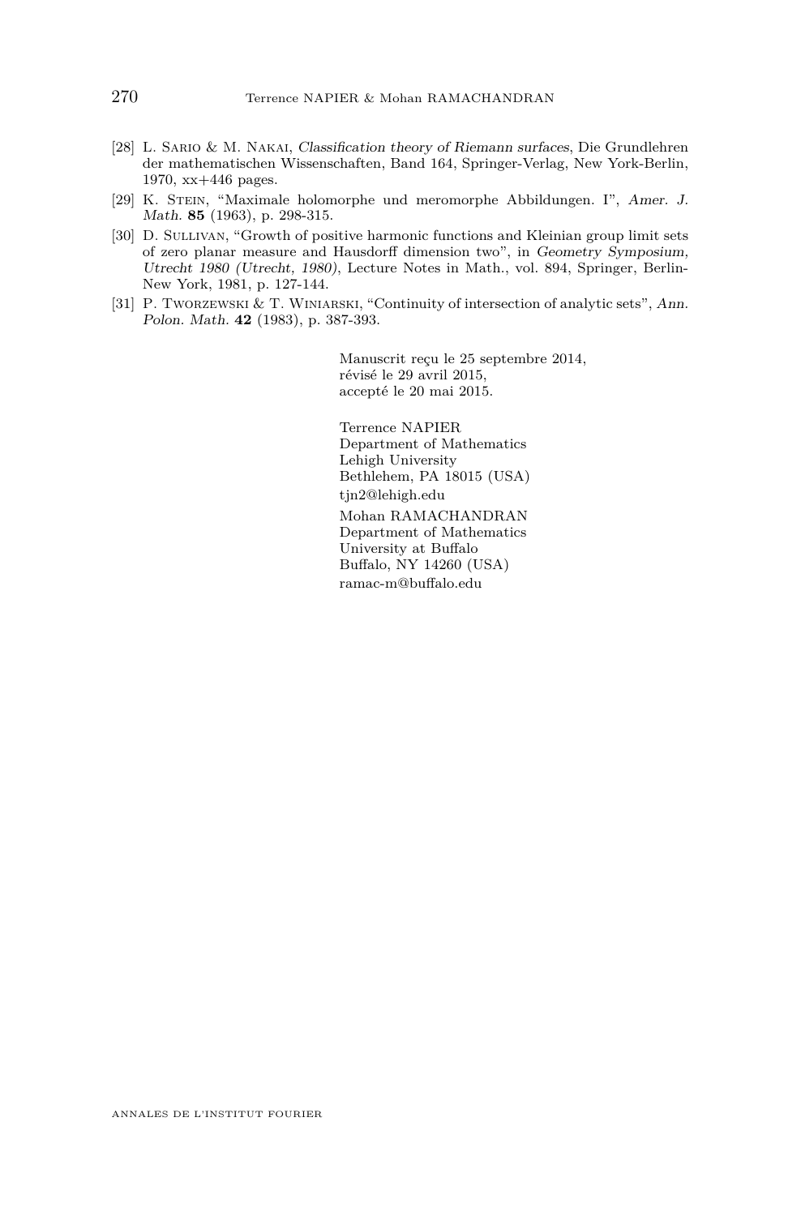[28] L. Sario & M. Nakai, *Classification theory of Riemann surfaces*, Die Grundlehren der mathematischen Wissenschaften, Band 164, Springer-Verlag, New York-Berlin, 1970, xx+446 pages.

[29] K. Stein, "Maximale holomorphe und meromorphe Abbildungen. I", *Amer. J. Math.* **85** (1963), p. 298-315.

[30] D. Sullivan, "Growth of positive harmonic functions and Kleinian group limit sets of zero planar measure and Hausdorff dimension two", in *Geometry Symposium, Utrecht 1980 (Utrecht, 1980)*, Lecture Notes in Math., vol. 894, Springer, Berlin-New York, 1981, p. 127-144.

[31] P. Tworzewski & T. Winiarski, "Continuity of intersection of analytic sets", *Ann. Polon. Math.* **42** (1983), p. 387-393.

Manuscrit reçu le 25 septembre 2014,
révisé le 29 avril 2015,
accepté le 20 mai 2015.

Terrence NAPIER
Department of Mathematics
Lehigh University
Bethlehem, PA 18015 (USA)
tjn2@lehigh.edu

Mohan RAMACHANDRAN
Department of Mathematics
University at Buffalo
Buffalo, NY 14260 (USA)
ramac-m@buffalo.edu